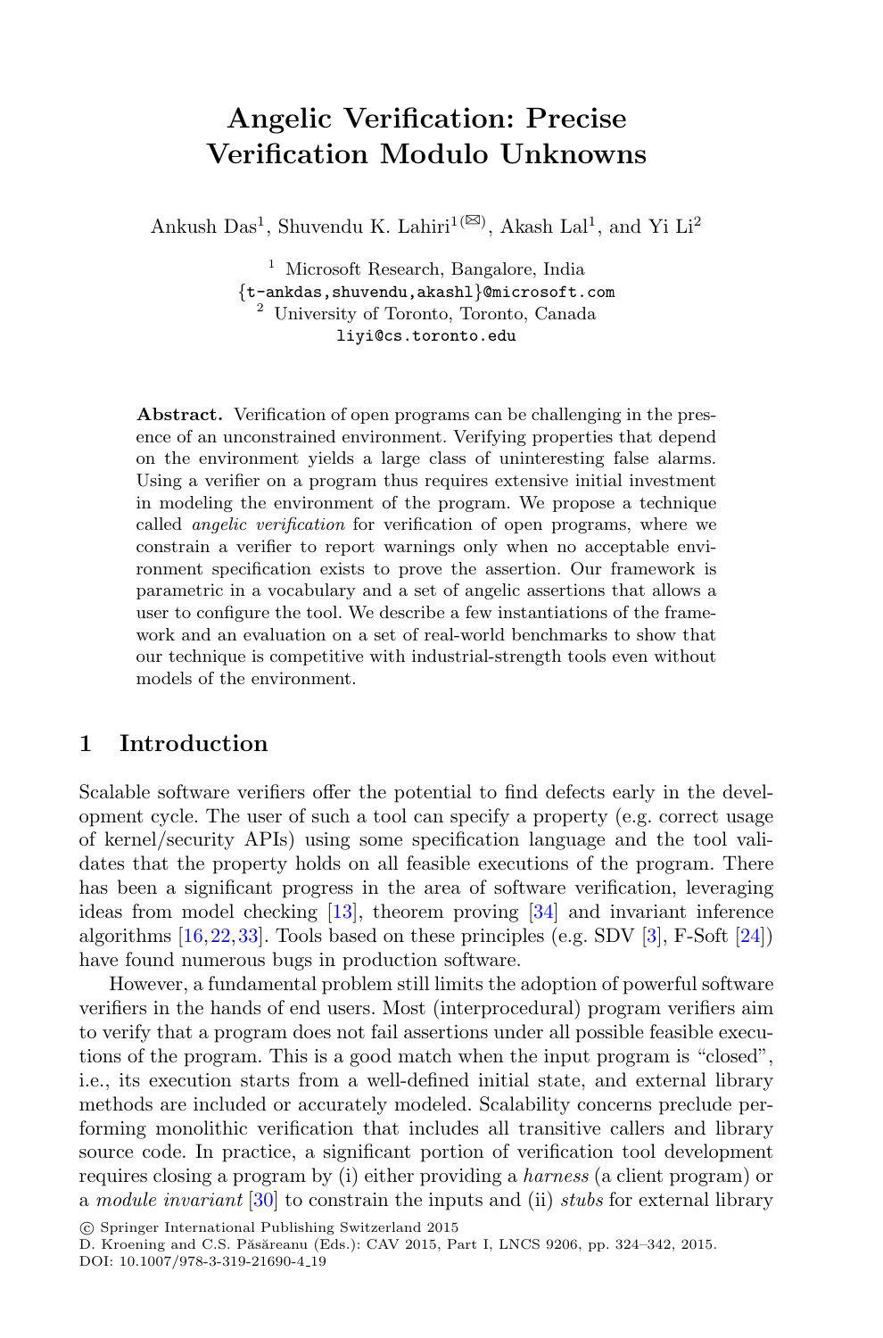# Angelic Verification: Precise Verification Modulo Unknowns

Ankush Das[1], Shuvendu K. Lahiri[1](✉), Akash Lal[1], and Yi Li[2]

[1] Microsoft Research, Bangalore, India
{t-ankdas,shuvendu,akashl}@microsoft.com
[2] University of Toronto, Toronto, Canada
liyi@cs.toronto.edu

**Abstract.** Verification of open programs can be challenging in the presence of an unconstrained environment. Verifying properties that depend on the environment yields a large class of uninteresting false alarms. Using a verifier on a program thus requires extensive initial investment in modeling the environment of the program. We propose a technique called *angelic verification* for verification of open programs, where we constrain a verifier to report warnings only when no acceptable environment specification exists to prove the assertion. Our framework is parametric in a vocabulary and a set of angelic assertions that allows a user to configure the tool. We describe a few instantiations of the framework and an evaluation on a set of real-world benchmarks to show that our technique is competitive with industrial-strength tools even without models of the environment.

## 1 Introduction

Scalable software verifiers offer the potential to find defects early in the development cycle. The user of such a tool can specify a property (e.g. correct usage of kernel/security APIs) using some specification language and the tool validates that the property holds on all feasible executions of the program. There has been a significant progress in the area of software verification, leveraging ideas from model checking [13], theorem proving [34] and invariant inference algorithms [16,22,33]. Tools based on these principles (e.g. SDV [3], F-Soft [24]) have found numerous bugs in production software.

However, a fundamental problem still limits the adoption of powerful software verifiers in the hands of end users. Most (interprocedural) program verifiers aim to verify that a program does not fail assertions under all possible feasible executions of the program. This is a good match when the input program is "closed", i.e., its execution starts from a well-defined initial state, and external library methods are included or accurately modeled. Scalability concerns preclude performing monolithic verification that includes all transitive callers and library source code. In practice, a significant portion of verification tool development requires closing a program by (i) either providing a *harness* (a client program) or a *module invariant* [30] to constrain the inputs and (ii) *stubs* for external library

© Springer International Publishing Switzerland 2015
D. Kroening and C.S. Păsăreanu (Eds.): CAV 2015, Part I, LNCS 9206, pp. 324–342, 2015.
DOI: 10.1007/978-3-319-21690-4_19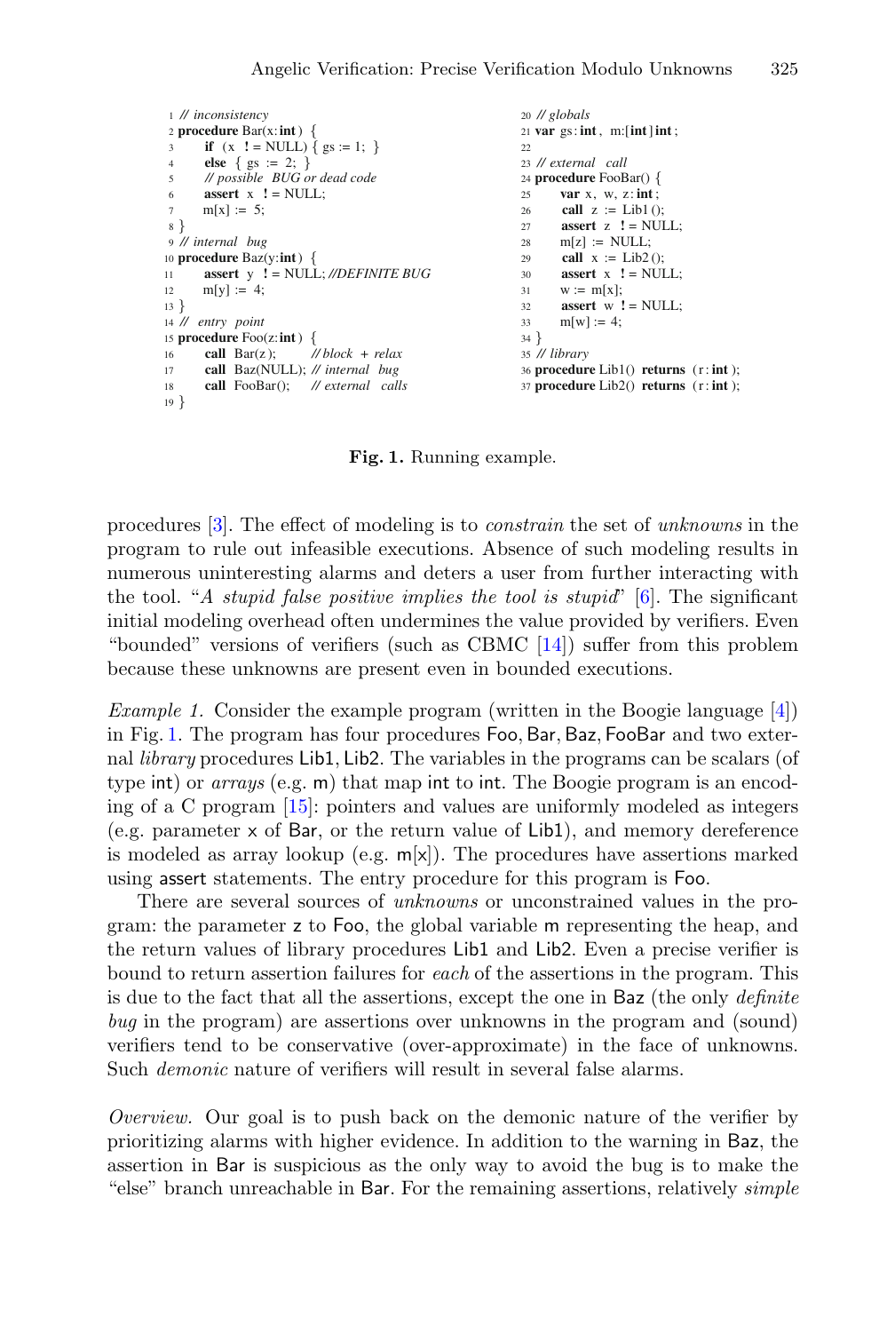```
1  // inconsistency
2  procedure Bar(x:int) {
3      if (x != NULL) { gs := 1; }
4      else { gs := 2; }
5      // possible BUG or dead code
6      assert x != NULL;
7      m[x] := 5;
8  }
9  // internal bug
10 procedure Baz(y:int) {
11     assert y != NULL; //DEFINITE BUG
12     m[y] := 4;
13 }
14 // entry point
15 procedure Foo(z:int) {
16     call Bar(z);      // block + relax
17     call Baz(NULL); // internal bug
18     call FooBar();    // external calls
19 }
```

```
20 // globals
21 var gs:int, m:[int]int;
22
23 // external call
24 procedure FooBar() {
25     var x, w, z:int;
26     call z := Lib1();
27     assert z != NULL;
28     m[z] := NULL;
29     call x := Lib2();
30     assert x != NULL;
31     w := m[x];
32     assert w != NULL;
33     m[w] := 4;
34 }
35 // library
36 procedure Lib1() returns (r:int);
37 procedure Lib2() returns (r:int);
```

**Fig. 1.** Running example.

procedures [3]. The effect of modeling is to *constrain* the set of *unknowns* in the program to rule out infeasible executions. Absence of such modeling results in numerous uninteresting alarms and deters a user from further interacting with the tool. "*A stupid false positive implies the tool is stupid*" [6]. The significant initial modeling overhead often undermines the value provided by verifiers. Even "bounded" versions of verifiers (such as CBMC [14]) suffer from this problem because these unknowns are present even in bounded executions.

*Example 1.* Consider the example program (written in the Boogie language [4]) in Fig. 1. The program has four procedures Foo, Bar, Baz, FooBar and two external *library* procedures Lib1, Lib2. The variables in the programs can be scalars (of type int) or *arrays* (e.g. m) that map int to int. The Boogie program is an encoding of a C program [15]: pointers and values are uniformly modeled as integers (e.g. parameter x of Bar, or the return value of Lib1), and memory dereference is modeled as array lookup (e.g. m[x]). The procedures have assertions marked using assert statements. The entry procedure for this program is Foo.

There are several sources of *unknowns* or unconstrained values in the program: the parameter z to Foo, the global variable m representing the heap, and the return values of library procedures Lib1 and Lib2. Even a precise verifier is bound to return assertion failures for *each* of the assertions in the program. This is due to the fact that all the assertions, except the one in Baz (the only *definite bug* in the program) are assertions over unknowns in the program and (sound) verifiers tend to be conservative (over-approximate) in the face of unknowns. Such *demonic* nature of verifiers will result in several false alarms.

*Overview.* Our goal is to push back on the demonic nature of the verifier by prioritizing alarms with higher evidence. In addition to the warning in Baz, the assertion in Bar is suspicious as the only way to avoid the bug is to make the "else" branch unreachable in Bar. For the remaining assertions, relatively *simple*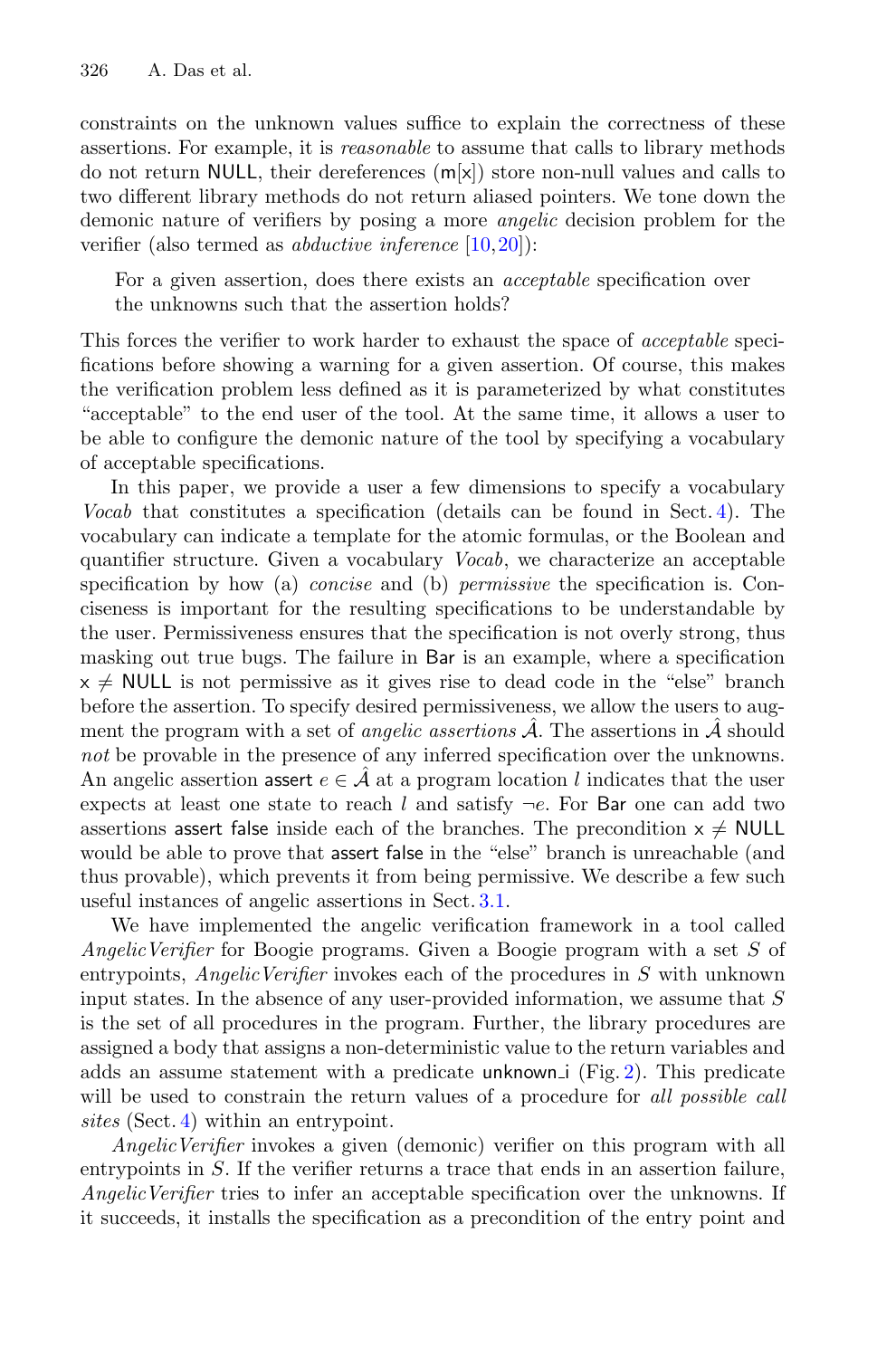constraints on the unknown values suffice to explain the correctness of these assertions. For example, it is *reasonable* to assume that calls to library methods do not return NULL, their dereferences (m[x]) store non-null values and calls to two different library methods do not return aliased pointers. We tone down the demonic nature of verifiers by posing a more *angelic* decision problem for the verifier (also termed as *abductive inference* [10,20]):

> For a given assertion, does there exists an *acceptable* specification over the unknowns such that the assertion holds?

This forces the verifier to work harder to exhaust the space of *acceptable* specifications before showing a warning for a given assertion. Of course, this makes the verification problem less defined as it is parameterized by what constitutes "acceptable" to the end user of the tool. At the same time, it allows a user to be able to configure the demonic nature of the tool by specifying a vocabulary of acceptable specifications.

In this paper, we provide a user a few dimensions to specify a vocabulary *Vocab* that constitutes a specification (details can be found in Sect. 4). The vocabulary can indicate a template for the atomic formulas, or the Boolean and quantifier structure. Given a vocabulary *Vocab*, we characterize an acceptable specification by how (a) *concise* and (b) *permissive* the specification is. Conciseness is important for the resulting specifications to be understandable by the user. Permissiveness ensures that the specification is not overly strong, thus masking out true bugs. The failure in Bar is an example, where a specification $x \neq$ NULL is not permissive as it gives rise to dead code in the "else" branch before the assertion. To specify desired permissiveness, we allow the users to augment the program with a set of *angelic assertions* $\hat{\mathcal{A}}$. The assertions in $\hat{\mathcal{A}}$ should *not* be provable in the presence of any inferred specification over the unknowns. An angelic assertion assert $e \in \hat{\mathcal{A}}$ at a program location $l$ indicates that the user expects at least one state to reach $l$ and satisfy $\neg e$. For Bar one can add two assertions assert false inside each of the branches. The precondition $x \neq$ NULL would be able to prove that assert false in the "else" branch is unreachable (and thus provable), which prevents it from being permissive. We describe a few such useful instances of angelic assertions in Sect. 3.1.

We have implemented the angelic verification framework in a tool called *AngelicVerifier* for Boogie programs. Given a Boogie program with a set $S$ of entrypoints, *AngelicVerifier* invokes each of the procedures in $S$ with unknown input states. In the absence of any user-provided information, we assume that $S$ is the set of all procedures in the program. Further, the library procedures are assigned a body that assigns a non-deterministic value to the return variables and adds an assume statement with a predicate unknown_i (Fig. 2). This predicate will be used to constrain the return values of a procedure for *all possible call sites* (Sect. 4) within an entrypoint.

*AngelicVerifier* invokes a given (demonic) verifier on this program with all entrypoints in $S$. If the verifier returns a trace that ends in an assertion failure, *AngelicVerifier* tries to infer an acceptable specification over the unknowns. If it succeeds, it installs the specification as a precondition of the entry point and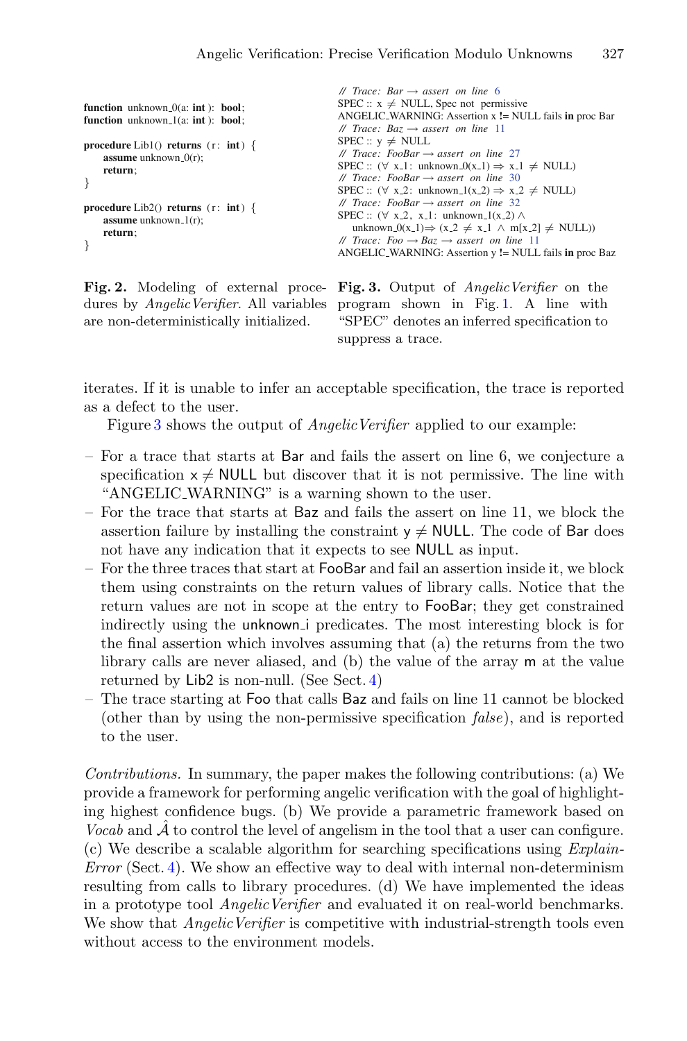```
function unknown_0(a: int): bool;
function unknown_1(a: int): bool;

procedure Lib1() returns (r: int) {
    assume unknown_0(r);
    return;
}

procedure Lib2() returns (r: int) {
    assume unknown_1(r);
    return;
}
```

**Fig. 2.** Modeling of external procedures by *AngelicVerifier*. All variables are non-deterministically initialized.

```
// Trace: Bar → assert on line 6
SPEC :: x ≠ NULL, Spec not permissive
ANGELIC_WARNING: Assertion x != NULL fails in proc Bar
// Trace: Baz → assert on line 11
SPEC :: y ≠ NULL
// Trace: FooBar → assert on line 27
SPEC :: (∀ x_1: unknown_0(x_1) ⇒ x_1 ≠ NULL)
// Trace: FooBar → assert on line 30
SPEC :: (∀ x_2: unknown_1(x_2) ⇒ x_2 ≠ NULL)
// Trace: FooBar → assert on line 32
SPEC :: (∀ x_2, x_1: unknown_1(x_2) ∧
    unknown_0(x_1)⇒ (x_2 ≠ x_1 ∧ m[x_2] ≠ NULL))
// Trace: Foo → Baz → assert on line 11
ANGELIC_WARNING: Assertion y != NULL fails in proc Baz
```

**Fig. 3.** Output of *AngelicVerifier* on the program shown in Fig. 1. A line with "SPEC" denotes an inferred specification to suppress a trace.

iterates. If it is unable to infer an acceptable specification, the trace is reported as a defect to the user.

Figure 3 shows the output of *AngelicVerifier* applied to our example:

- For a trace that starts at Bar and fails the assert on line 6, we conjecture a specification $x \neq \text{NULL}$ but discover that it is not permissive. The line with "ANGELIC_WARNING" is a warning shown to the user.
- For the trace that starts at Baz and fails the assert on line 11, we block the assertion failure by installing the constraint $y \neq \text{NULL}$. The code of Bar does not have any indication that it expects to see NULL as input.
- For the three traces that start at FooBar and fail an assertion inside it, we block them using constraints on the return values of library calls. Notice that the return values are not in scope at the entry to FooBar; they get constrained indirectly using the unknown_i predicates. The most interesting block is for the final assertion which involves assuming that (a) the returns from the two library calls are never aliased, and (b) the value of the array m at the value returned by Lib2 is non-null. (See Sect. 4)
- The trace starting at Foo that calls Baz and fails on line 11 cannot be blocked (other than by using the non-permissive specification *false*), and is reported to the user.

*Contributions.* In summary, the paper makes the following contributions: (a) We provide a framework for performing angelic verification with the goal of highlighting highest confidence bugs. (b) We provide a parametric framework based on *Vocab* and $\hat{\mathcal{A}}$ to control the level of angelism in the tool that a user can configure. (c) We describe a scalable algorithm for searching specifications using *ExplainError* (Sect. 4). We show an effective way to deal with internal non-determinism resulting from calls to library procedures. (d) We have implemented the ideas in a prototype tool *AngelicVerifier* and evaluated it on real-world benchmarks. We show that *AngelicVerifier* is competitive with industrial-strength tools even without access to the environment models.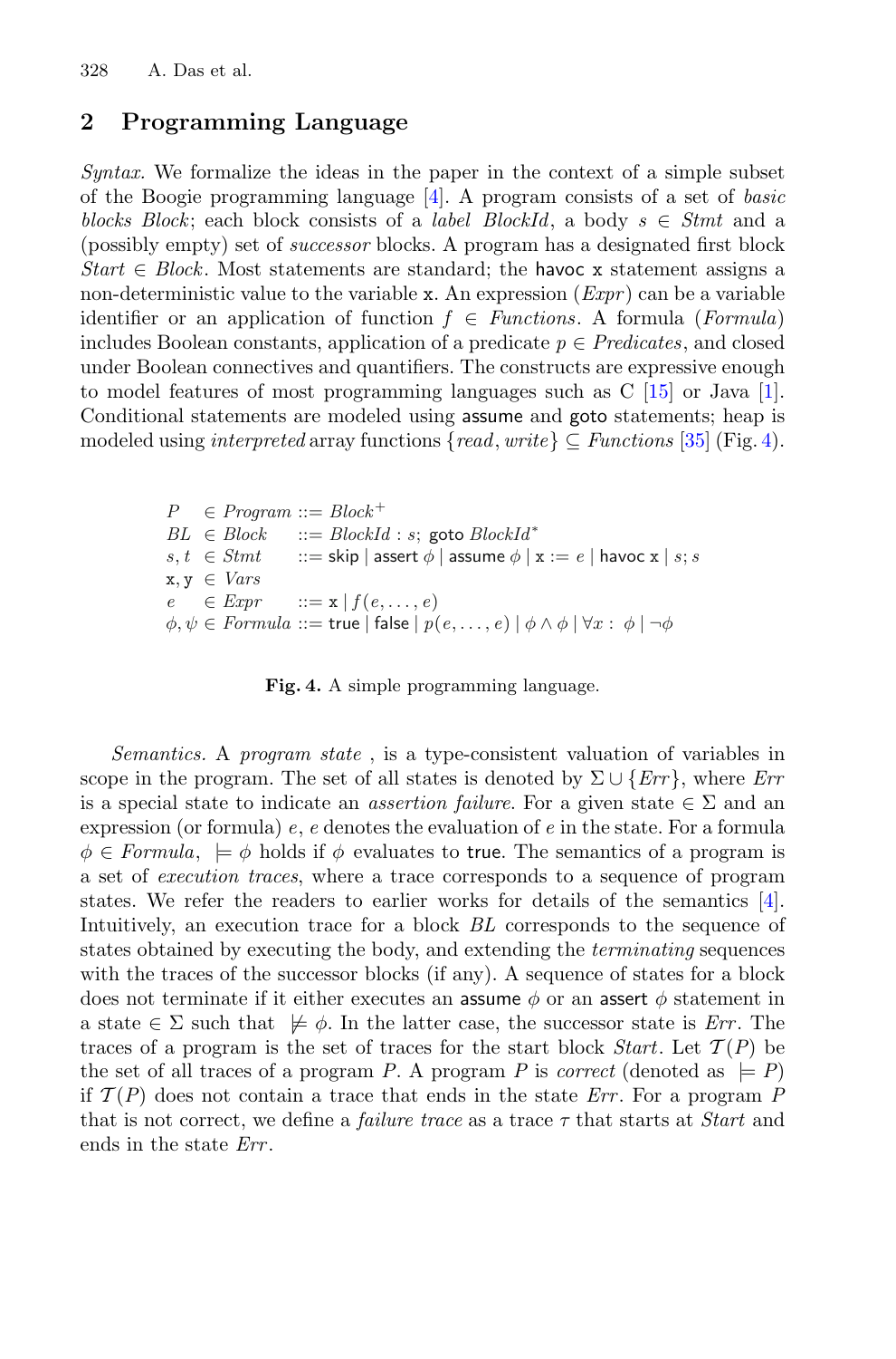## 2 Programming Language

*Syntax.* We formalize the ideas in the paper in the context of a simple subset of the Boogie programming language [4]. A program consists of a set of *basic blocks Block*; each block consists of a *label BlockId*, a body $s \in Stmt$ and a (possibly empty) set of *successor* blocks. A program has a designated first block $Start \in Block$. Most statements are standard; the havoc x statement assigns a non-deterministic value to the variable x. An expression (*Expr*) can be a variable identifier or an application of function $f \in Functions$. A formula (*Formula*) includes Boolean constants, application of a predicate $p \in Predicates$, and closed under Boolean connectives and quantifiers. The constructs are expressive enough to model features of most programming languages such as C [15] or Java [1]. Conditional statements are modeled using assume and goto statements; heap is modeled using *interpreted* array functions $\{read, write\} \subseteq Functions$ [35] (Fig. 4).

$$
\begin{array}{lll}
P & \in \mathit{Program} & ::= \mathit{Block}^{+} \\
BL & \in \mathit{Block} & ::= \mathit{BlockId} : s;\ \mathsf{goto}\ \mathit{BlockId}^{*} \\
s, t & \in \mathit{Stmt} & ::= \mathsf{skip} \mid \mathsf{assert}\ \phi \mid \mathsf{assume}\ \phi \mid \mathtt{x} := e \mid \mathsf{havoc}\ \mathtt{x} \mid s; s \\
\mathtt{x}, \mathtt{y} & \in \mathit{Vars} & \\
e & \in \mathit{Expr} & ::= \mathtt{x} \mid f(e, \ldots, e) \\
\phi, \psi & \in \mathit{Formula} & ::= \mathsf{true} \mid \mathsf{false} \mid p(e, \ldots, e) \mid \phi \wedge \phi \mid \forall x :\ \phi \mid \neg \phi
\end{array}
$$

**Fig. 4.** A simple programming language.

*Semantics.* A *program state* , is a type-consistent valuation of variables in scope in the program. The set of all states is denoted by $\Sigma \cup \{Err\}$, where *Err* is a special state to indicate an *assertion failure*. For a given state $\in \Sigma$ and an expression (or formula) $e$, $e$ denotes the evaluation of $e$ in the state. For a formula $\phi \in Formula$, $\models \phi$ holds if $\phi$ evaluates to true. The semantics of a program is a set of *execution traces*, where a trace corresponds to a sequence of program states. We refer the readers to earlier works for details of the semantics [4]. Intuitively, an execution trace for a block *BL* corresponds to the sequence of states obtained by executing the body, and extending the *terminating* sequences with the traces of the successor blocks (if any). A sequence of states for a block does not terminate if it either executes an assume $\phi$ or an assert $\phi$ statement in a state $\in \Sigma$ such that $\not\models \phi$. In the latter case, the successor state is *Err*. The traces of a program is the set of traces for the start block *Start*. Let $\mathcal{T}(P)$ be the set of all traces of a program $P$. A program $P$ is *correct* (denoted as $\models P$) if $\mathcal{T}(P)$ does not contain a trace that ends in the state *Err*. For a program $P$ that is not correct, we define a *failure trace* as a trace $\tau$ that starts at *Start* and ends in the state *Err*.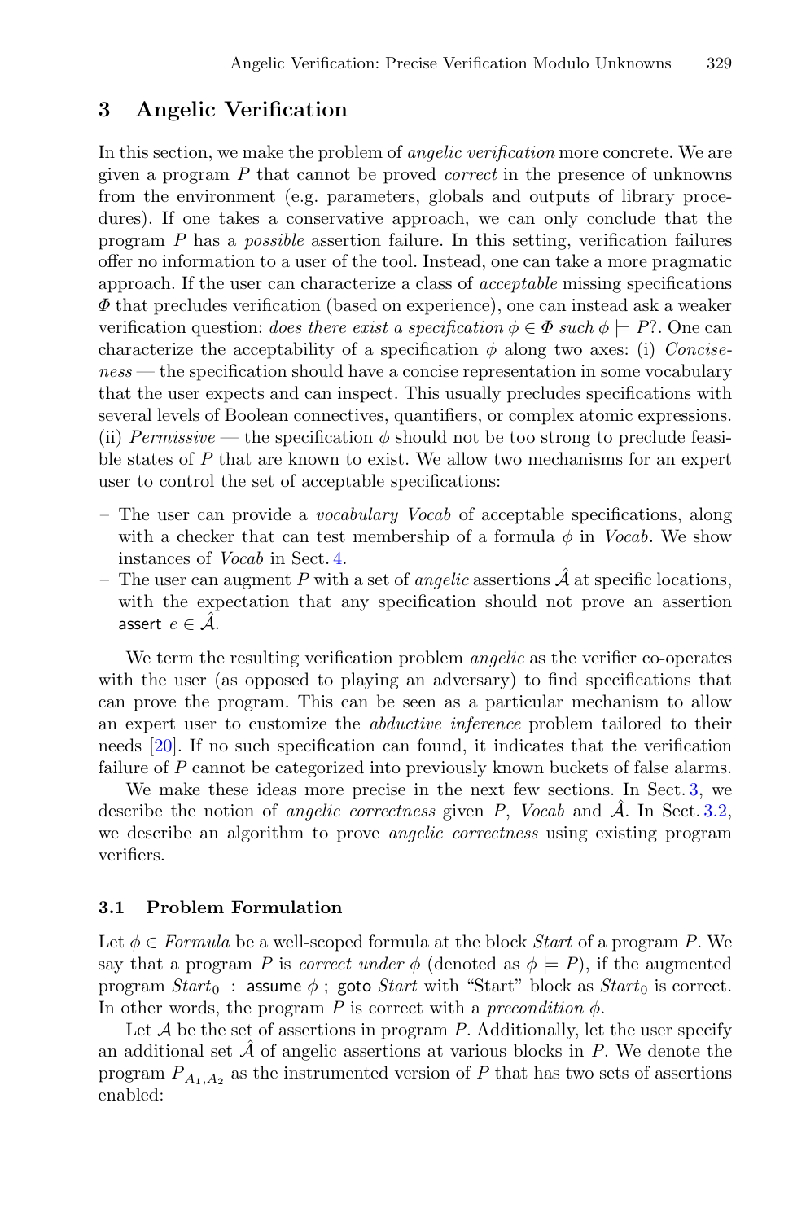## 3 Angelic Verification

In this section, we make the problem of *angelic verification* more concrete. We are given a program $P$ that cannot be proved *correct* in the presence of unknowns from the environment (e.g. parameters, globals and outputs of library procedures). If one takes a conservative approach, we can only conclude that the program $P$ has a *possible* assertion failure. In this setting, verification failures offer no information to a user of the tool. Instead, one can take a more pragmatic approach. If the user can characterize a class of *acceptable* missing specifications $\Phi$ that precludes verification (based on experience), one can instead ask a weaker verification question: *does there exist a specification* $\phi \in \Phi$ *such* $\phi \models P$?. One can characterize the acceptability of a specification $\phi$ along two axes: (i) *Conciseness* — the specification should have a concise representation in some vocabulary that the user expects and can inspect. This usually precludes specifications with several levels of Boolean connectives, quantifiers, or complex atomic expressions. (ii) *Permissive* — the specification $\phi$ should not be too strong to preclude feasible states of $P$ that are known to exist. We allow two mechanisms for an expert user to control the set of acceptable specifications:

- The user can provide a *vocabulary Vocab* of acceptable specifications, along with a checker that can test membership of a formula $\phi$ in *Vocab*. We show instances of *Vocab* in Sect. 4.
- The user can augment $P$ with a set of *angelic* assertions $\hat{\mathcal{A}}$ at specific locations, with the expectation that any specification should not prove an assertion assert $e \in \hat{\mathcal{A}}$.

We term the resulting verification problem *angelic* as the verifier co-operates with the user (as opposed to playing an adversary) to find specifications that can prove the program. This can be seen as a particular mechanism to allow an expert user to customize the *abductive inference* problem tailored to their needs [20]. If no such specification can found, it indicates that the verification failure of $P$ cannot be categorized into previously known buckets of false alarms.

We make these ideas more precise in the next few sections. In Sect. 3, we describe the notion of *angelic correctness* given $P$, *Vocab* and $\hat{\mathcal{A}}$. In Sect. 3.2, we describe an algorithm to prove *angelic correctness* using existing program verifiers.

### 3.1 Problem Formulation

Let $\phi \in$ *Formula* be a well-scoped formula at the block *Start* of a program $P$. We say that a program $P$ is *correct under* $\phi$ (denoted as $\phi \models P$), if the augmented program $Start_0$ : assume $\phi$ ; goto *Start* with "Start" block as $Start_0$ is correct. In other words, the program $P$ is correct with a *precondition* $\phi$.

Let $\mathcal{A}$ be the set of assertions in program $P$. Additionally, let the user specify an additional set $\hat{\mathcal{A}}$ of angelic assertions at various blocks in $P$. We denote the program $P_{A_1,A_2}$ as the instrumented version of $P$ that has two sets of assertions enabled: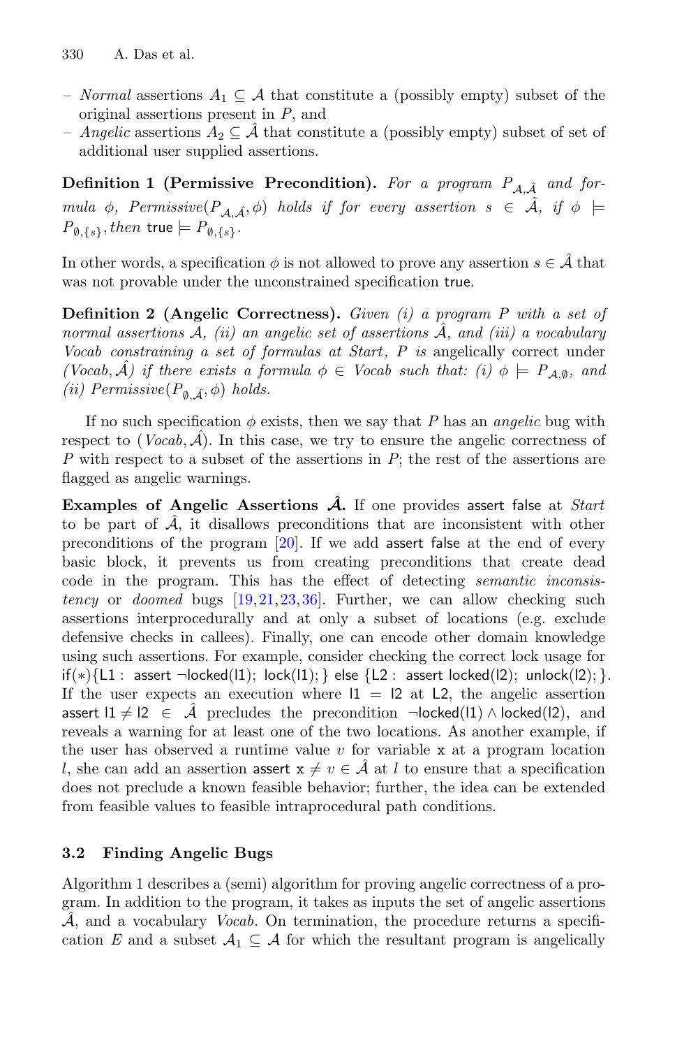– *Normal* assertions $A_1 \subseteq \mathcal{A}$ that constitute a (possibly empty) subset of the original assertions present in $P$, and
– *Angelic* assertions $A_2 \subseteq \hat{\mathcal{A}}$ that constitute a (possibly empty) subset of set of additional user supplied assertions.

**Definition 1 (Permissive Precondition).** *For a program $P_{\mathcal{A},\hat{\mathcal{A}}}$ and formula $\phi$, Permissive$(P_{\mathcal{A},\hat{\mathcal{A}}}, \phi)$ holds if for every assertion $s \in \hat{\mathcal{A}}$, if $\phi \models P_{\emptyset,\{s\}}$, then* $\mathsf{true} \models P_{\emptyset,\{s\}}$.

In other words, a specification $\phi$ is not allowed to prove any assertion $s \in \hat{\mathcal{A}}$ that was not provable under the unconstrained specification $\mathsf{true}$.

**Definition 2 (Angelic Correctness).** *Given (i) a program $P$ with a set of normal assertions $\mathcal{A}$, (ii) an angelic set of assertions $\hat{\mathcal{A}}$, and (iii) a vocabulary Vocab constraining a set of formulas at Start, $P$ is* angelically correct *under (Vocab, $\hat{\mathcal{A}}$) if there exists a formula $\phi \in$ Vocab such that: (i) $\phi \models P_{\mathcal{A},\emptyset}$, and (ii) Permissive$(P_{\emptyset,\hat{\mathcal{A}}}, \phi)$ holds.*

If no such specification $\phi$ exists, then we say that $P$ has an *angelic* bug with respect to (*Vocab*, $\hat{\mathcal{A}}$). In this case, we try to ensure the angelic correctness of $P$ with respect to a subset of the assertions in $P$; the rest of the assertions are flagged as angelic warnings.

**Examples of Angelic Assertions $\hat{\mathcal{A}}$.** If one provides assert false at *Start* to be part of $\hat{\mathcal{A}}$, it disallows preconditions that are inconsistent with other preconditions of the program [20]. If we add assert false at the end of every basic block, it prevents us from creating preconditions that create dead code in the program. This has the effect of detecting *semantic inconsistency* or *doomed* bugs [19,21,23,36]. Further, we can allow checking such assertions interprocedurally and at only a subset of locations (e.g. exclude defensive checks in callees). Finally, one can encode other domain knowledge using such assertions. For example, consider checking the correct lock usage for if$(*)\{$L1 : assert $\neg$locked(l1); lock(l1); $\}$ else $\{$L2 : assert locked(l2); unlock(l2); $\}$. If the user expects an execution where l1 = l2 at L2, the angelic assertion assert l1 $\neq$ l2 $\in \hat{\mathcal{A}}$ precludes the precondition $\neg$locked(l1) $\wedge$ locked(l2), and reveals a warning for at least one of the two locations. As another example, if the user has observed a runtime value $v$ for variable x at a program location $l$, she can add an assertion assert x $\neq v \in \hat{\mathcal{A}}$ at $l$ to ensure that a specification does not preclude a known feasible behavior; further, the idea can be extended from feasible values to feasible intraprocedural path conditions.

### 3.2 Finding Angelic Bugs

Algorithm 1 describes a (semi) algorithm for proving angelic correctness of a program. In addition to the program, it takes as inputs the set of angelic assertions $\hat{\mathcal{A}}$, and a vocabulary *Vocab*. On termination, the procedure returns a specification $E$ and a subset $\mathcal{A}_1 \subseteq \mathcal{A}$ for which the resultant program is angelically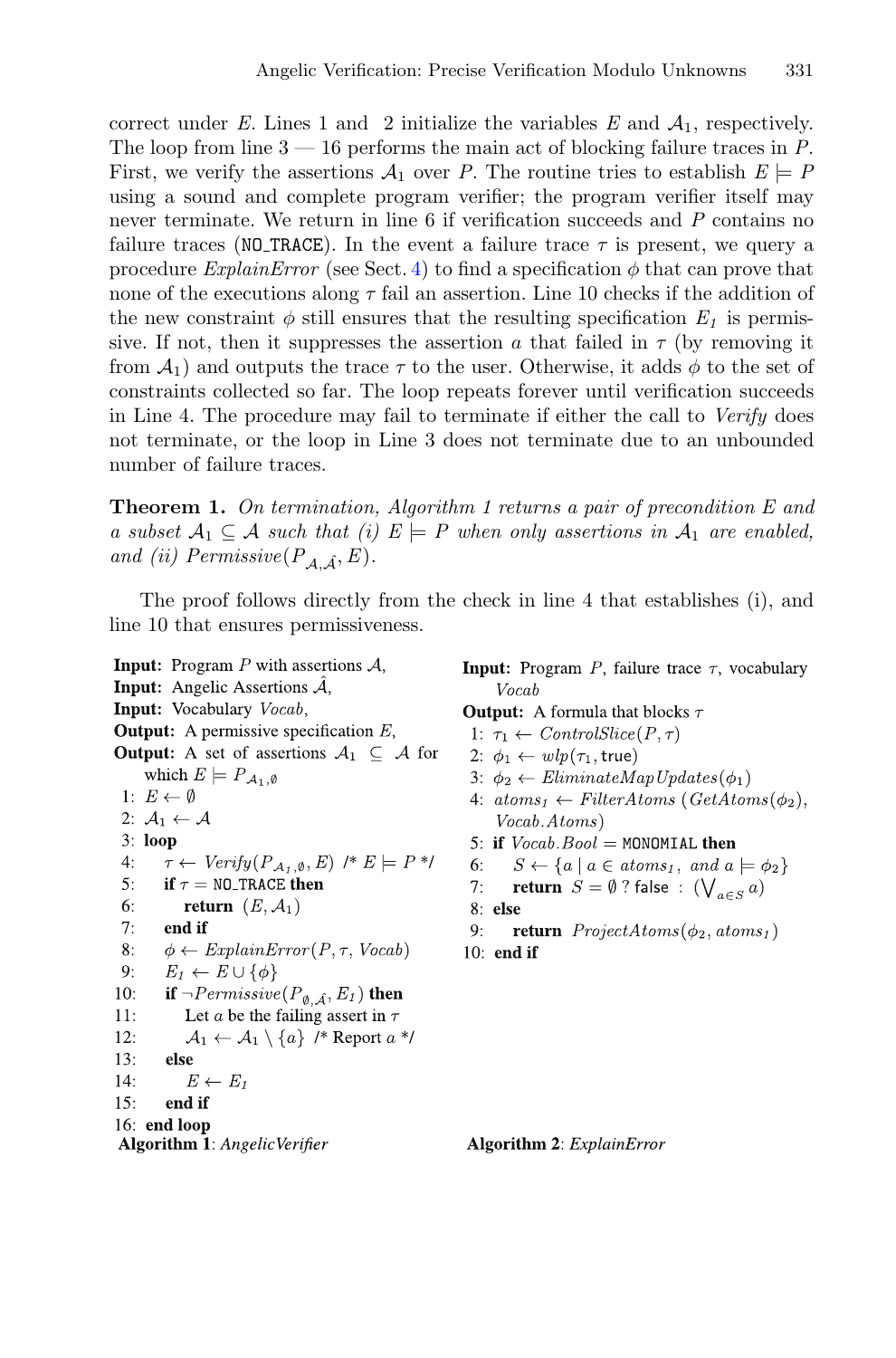correct under $E$. Lines 1 and 2 initialize the variables $E$ and $\mathcal{A}_1$, respectively. The loop from line 3 — 16 performs the main act of blocking failure traces in $P$. First, we verify the assertions $\mathcal{A}_1$ over $P$. The routine tries to establish $E \models P$ using a sound and complete program verifier; the program verifier itself may never terminate. We return in line 6 if verification succeeds and $P$ contains no failure traces (`NO_TRACE`). In the event a failure trace $\tau$ is present, we query a procedure *ExplainError* (see Sect. 4) to find a specification $\phi$ that can prove that none of the executions along $\tau$ fail an assertion. Line 10 checks if the addition of the new constraint $\phi$ still ensures that the resulting specification $E_1$ is permissive. If not, then it suppresses the assertion $a$ that failed in $\tau$ (by removing it from $\mathcal{A}_1$) and outputs the trace $\tau$ to the user. Otherwise, it adds $\phi$ to the set of constraints collected so far. The loop repeats forever until verification succeeds in Line 4. The procedure may fail to terminate if either the call to *Verify* does not terminate, or the loop in Line 3 does not terminate due to an unbounded number of failure traces.

**Theorem 1.** *On termination, Algorithm 1 returns a pair of precondition $E$ and a subset $\mathcal{A}_1 \subseteq \mathcal{A}$ such that (i) $E \models P$ when only assertions in $\mathcal{A}_1$ are enabled, and (ii) Permissive$(P_{\mathcal{A},\hat{\mathcal{A}}}, E)$.*

The proof follows directly from the check in line 4 that establishes (i), and line 10 that ensures permissiveness.

**Input:** Program $P$ with assertions $\mathcal{A}$,
**Input:** Angelic Assertions $\hat{\mathcal{A}}$,
**Input:** Vocabulary *Vocab*,
**Output:** A permissive specification $E$,
**Output:** A set of assertions $\mathcal{A}_1 \subseteq \mathcal{A}$ for which $E \models P_{\mathcal{A}_1,\emptyset}$

1: $E \leftarrow \emptyset$
2: $\mathcal{A}_1 \leftarrow \mathcal{A}$
3: **loop**
4: $\quad\tau \leftarrow Verify(P_{\mathcal{A}_1,\emptyset}, E)$ /* $E \models P$ */
5: $\quad$**if** $\tau =$ `NO_TRACE` **then**
6: $\quad\quad$**return** $(E, \mathcal{A}_1)$
7: $\quad$**end if**
8: $\quad\phi \leftarrow ExplainError(P, \tau, Vocab)$
9: $\quad E_1 \leftarrow E \cup \{\phi\}$
10: $\quad$**if** $\neg Permissive(P_{\emptyset,\hat{\mathcal{A}}}, E_1)$ **then**
11: $\quad\quad$Let $a$ be the failing assert in $\tau$
12: $\quad\quad\mathcal{A}_1 \leftarrow \mathcal{A}_1 \setminus \{a\}$ /* Report $a$ */
13: $\quad$**else**
14: $\quad\quad E \leftarrow E_1$
15: $\quad$**end if**
16: **end loop**

**Algorithm 1**: *AngelicVerifier*

**Input:** Program $P$, failure trace $\tau$, vocabulary *Vocab*
**Output:** A formula that blocks $\tau$

1: $\tau_1 \leftarrow ControlSlice(P, \tau)$
2: $\phi_1 \leftarrow wlp(\tau_1, \mathsf{true})$
3: $\phi_2 \leftarrow EliminateMapUpdates(\phi_1)$
4: $atoms_1 \leftarrow FilterAtoms\ (GetAtoms(\phi_2), Vocab.Atoms)$
5: **if** $Vocab.Bool =$ `MONOMIAL` **then**
6: $\quad S \leftarrow \{a \mid a \in atoms_1,\ and\ a \models \phi_2\}$
7: $\quad$**return** $S = \emptyset\ ?\ \mathsf{false}\ :\ (\bigvee_{a \in S} a)$
8: **else**
9: $\quad$**return** $ProjectAtoms(\phi_2, atoms_1)$
10: **end if**

**Algorithm 2**: *ExplainError*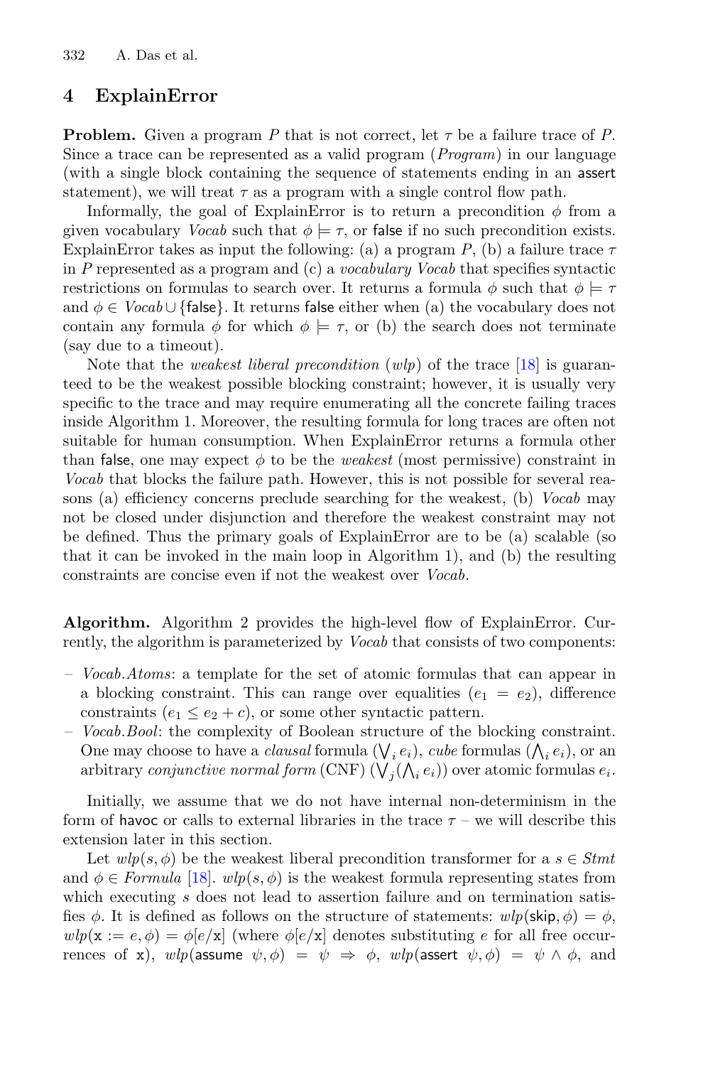## 4 ExplainError

**Problem.** Given a program $P$ that is not correct, let $\tau$ be a failure trace of $P$. Since a trace can be represented as a valid program (*Program*) in our language (with a single block containing the sequence of statements ending in an assert statement), we will treat $\tau$ as a program with a single control flow path.

Informally, the goal of ExplainError is to return a precondition $\phi$ from a given vocabulary *Vocab* such that $\phi \models \tau$, or false if no such precondition exists. ExplainError takes as input the following: (a) a program $P$, (b) a failure trace $\tau$ in $P$ represented as a program and (c) a *vocabulary Vocab* that specifies syntactic restrictions on formulas to search over. It returns a formula $\phi$ such that $\phi \models \tau$ and $\phi \in \mathit{Vocab} \cup \{\mathsf{false}\}$. It returns false either when (a) the vocabulary does not contain any formula $\phi$ for which $\phi \models \tau$, or (b) the search does not terminate (say due to a timeout).

Note that the *weakest liberal precondition* (*wlp*) of the trace [18] is guaranteed to be the weakest possible blocking constraint; however, it is usually very specific to the trace and may require enumerating all the concrete failing traces inside Algorithm 1. Moreover, the resulting formula for long traces are often not suitable for human consumption. When ExplainError returns a formula other than false, one may expect $\phi$ to be the *weakest* (most permissive) constraint in *Vocab* that blocks the failure path. However, this is not possible for several reasons (a) efficiency concerns preclude searching for the weakest, (b) *Vocab* may not be closed under disjunction and therefore the weakest constraint may not be defined. Thus the primary goals of ExplainError are to be (a) scalable (so that it can be invoked in the main loop in Algorithm 1), and (b) the resulting constraints are concise even if not the weakest over *Vocab*.

**Algorithm.** Algorithm 2 provides the high-level flow of ExplainError. Currently, the algorithm is parameterized by *Vocab* that consists of two components:

- *Vocab.Atoms*: a template for the set of atomic formulas that can appear in a blocking constraint. This can range over equalities ($e_1 = e_2$), difference constraints ($e_1 \leq e_2 + c$), or some other syntactic pattern.
- *Vocab.Bool*: the complexity of Boolean structure of the blocking constraint. One may choose to have a *clausal* formula ($\bigvee_i e_i$), *cube* formulas ($\bigwedge_i e_i$), or an arbitrary *conjunctive normal form* (CNF) ($\bigvee_j (\bigwedge_i e_i)$) over atomic formulas $e_i$.

Initially, we assume that we do not have internal non-determinism in the form of havoc or calls to external libraries in the trace $\tau$ – we will describe this extension later in this section.

Let $wlp(s, \phi)$ be the weakest liberal precondition transformer for a $s \in \mathit{Stmt}$ and $\phi \in \mathit{Formula}$ [18]. $wlp(s, \phi)$ is the weakest formula representing states from which executing $s$ does not lead to assertion failure and on termination satisfies $\phi$. It is defined as follows on the structure of statements: $wlp(\mathsf{skip}, \phi) = \phi$, $wlp(\mathtt{x} := e, \phi) = \phi[e/\mathtt{x}]$ (where $\phi[e/\mathtt{x}]$ denotes substituting $e$ for all free occurrences of $\mathtt{x}$), $wlp(\mathsf{assume}\ \psi, \phi) = \psi \Rightarrow \phi$, $wlp(\mathsf{assert}\ \psi, \phi) = \psi \wedge \phi$, and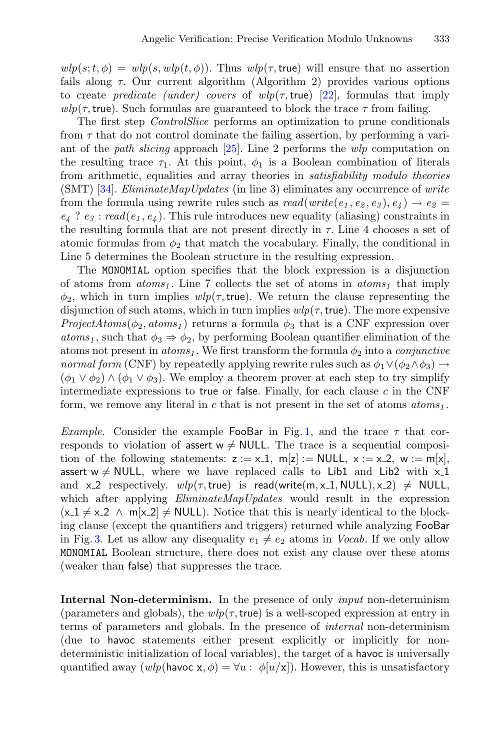$wlp(s;t,\phi) = wlp(s, wlp(t,\phi))$. Thus $wlp(\tau, \mathsf{true})$ will ensure that no assertion fails along $\tau$. Our current algorithm (Algorithm 2) provides various options to create *predicate (under) covers* of $wlp(\tau, \mathsf{true})$ [22], formulas that imply $wlp(\tau, \mathsf{true})$. Such formulas are guaranteed to block the trace $\tau$ from failing.

The first step *ControlSlice* performs an optimization to prune conditionals from $\tau$ that do not control dominate the failing assertion, by performing a variant of the *path slicing* approach [25]. Line 2 performs the *wlp* computation on the resulting trace $\tau_1$. At this point, $\phi_1$ is a Boolean combination of literals from arithmetic, equalities and array theories in *satisfiability modulo theories* (SMT) [34]. *EliminateMapUpdates* (in line 3) eliminates any occurrence of *write* from the formula using rewrite rules such as $read(write(e_1, e_2, e_3), e_4) \rightarrow e_2 = e_4\ ?\ e_3 : read(e_1, e_4)$. This rule introduces new equality (aliasing) constraints in the resulting formula that are not present directly in $\tau$. Line 4 chooses a set of atomic formulas from $\phi_2$ that match the vocabulary. Finally, the conditional in Line 5 determines the Boolean structure in the resulting expression.

The `MONOMIAL` option specifies that the block expression is a disjunction of atoms from $atoms_1$. Line 7 collects the set of atoms in $atoms_1$ that imply $\phi_2$, which in turn implies $wlp(\tau, \mathsf{true})$. We return the clause representing the disjunction of such atoms, which in turn implies $wlp(\tau, \mathsf{true})$. The more expensive $ProjectAtoms(\phi_2, atoms_1)$ returns a formula $\phi_3$ that is a CNF expression over $atoms_1$, such that $\phi_3 \Rightarrow \phi_2$, by performing Boolean quantifier elimination of the atoms not present in $atoms_1$. We first transform the formula $\phi_2$ into a *conjunctive normal form* (CNF) by repeatedly applying rewrite rules such as $\phi_1 \vee (\phi_2 \wedge \phi_3) \rightarrow (\phi_1 \vee \phi_2) \wedge (\phi_1 \vee \phi_3)$. We employ a theorem prover at each step to try simplify intermediate expressions to true or false. Finally, for each clause $c$ in the CNF form, we remove any literal in $c$ that is not present in the set of atoms $atoms_1$.

*Example.* Consider the example FooBar in Fig. 1, and the trace $\tau$ that corresponds to violation of assert $\mathsf{w} \neq \mathsf{NULL}$. The trace is a sequential composition of the following statements: $\mathsf{z} := \mathsf{x\_1}$, $\mathsf{m[z]} := \mathsf{NULL}$, $\mathsf{x} := \mathsf{x\_2}$, $\mathsf{w} := \mathsf{m[x]}$, assert $\mathsf{w} \neq \mathsf{NULL}$, where we have replaced calls to Lib1 and Lib2 with x_1 and x_2 respectively. $wlp(\tau, \mathsf{true})$ is $\mathsf{read(write(m, x\_1, NULL), x\_2)} \neq \mathsf{NULL}$, which after applying *EliminateMapUpdates* would result in the expression $(\mathsf{x\_1} \neq \mathsf{x\_2}\ \wedge\ \mathsf{m[x\_2]} \neq \mathsf{NULL})$. Notice that this is nearly identical to the blocking clause (except the quantifiers and triggers) returned while analyzing FooBar in Fig. 3. Let us allow any disequality $e_1 \neq e_2$ atoms in *Vocab*. If we only allow `MONOMIAL` Boolean structure, there does not exist any clause over these atoms (weaker than false) that suppresses the trace.

**Internal Non-determinism.** In the presence of only *input* non-determinism (parameters and globals), the $wlp(\tau, \mathsf{true})$ is a well-scoped expression at entry in terms of parameters and globals. In the presence of *internal* non-determinism (due to havoc statements either present explicitly or implicitly for non-deterministic initialization of local variables), the target of a havoc is universally quantified away ($wlp(\mathsf{havoc}\ \mathsf{x}, \phi) = \forall u :\ \phi[u/\mathsf{x}]$). However, this is unsatisfactory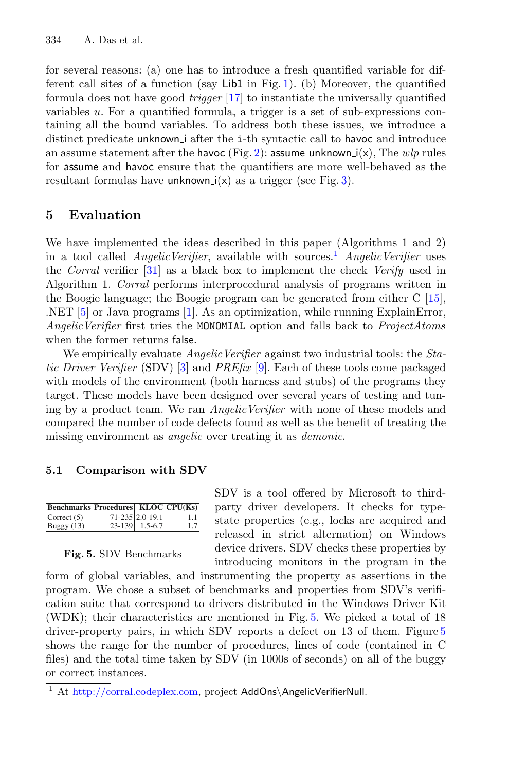for several reasons: (a) one has to introduce a fresh quantified variable for different call sites of a function (say Lib1 in Fig. 1). (b) Moreover, the quantified formula does not have good *trigger* [17] to instantiate the universally quantified variables $u$. For a quantified formula, a trigger is a set of sub-expressions containing all the bound variables. To address both these issues, we introduce a distinct predicate unknown_i after the i-th syntactic call to havoc and introduce an assume statement after the havoc (Fig. 2): assume unknown_i(x), The *wlp* rules for assume and havoc ensure that the quantifiers are more well-behaved as the resultant formulas have unknown_i(x) as a trigger (see Fig. 3).

## 5 Evaluation

We have implemented the ideas described in this paper (Algorithms 1 and 2) in a tool called *AngelicVerifier*, available with sources.[1] *AngelicVerifier* uses the *Corral* verifier [31] as a black box to implement the check *Verify* used in Algorithm 1. *Corral* performs interprocedural analysis of programs written in the Boogie language; the Boogie program can be generated from either C [15], .NET [5] or Java programs [1]. As an optimization, while running ExplainError, *AngelicVerifier* first tries the MONOMIAL option and falls back to *ProjectAtoms* when the former returns false.

We empirically evaluate *AngelicVerifier* against two industrial tools: the *Static Driver Verifier* (SDV) [3] and *PREfix* [9]. Each of these tools come packaged with models of the environment (both harness and stubs) of the programs they target. These models have been designed over several years of testing and tuning by a product team. We ran *AngelicVerifier* with none of these models and compared the number of code defects found as well as the benefit of treating the missing environment as *angelic* over treating it as *demonic*.

### 5.1 Comparison with SDV

| Benchmarks | Procedures | KLOC | CPU(Ks) |
|---|---|---|---|
| Correct (5) | 71-235 | 2.0-19.1 | 1.1 |
| Buggy (13) | 23-139 | 1.5-6.7 | 1.7 |

**Fig. 5.** SDV Benchmarks

SDV is a tool offered by Microsoft to third-party driver developers. It checks for type-state properties (e.g., locks are acquired and released in strict alternation) on Windows device drivers. SDV checks these properties by introducing monitors in the program in the form of global variables, and instrumenting the property as assertions in the program. We chose a subset of benchmarks and properties from SDV's verification suite that correspond to drivers distributed in the Windows Driver Kit (WDK); their characteristics are mentioned in Fig. 5. We picked a total of 18 driver-property pairs, in which SDV reports a defect on 13 of them. Figure 5 shows the range for the number of procedures, lines of code (contained in C files) and the total time taken by SDV (in 1000s of seconds) on all of the buggy or correct instances.

[1] At http://corral.codeplex.com, project AddOns\AngelicVerifierNull.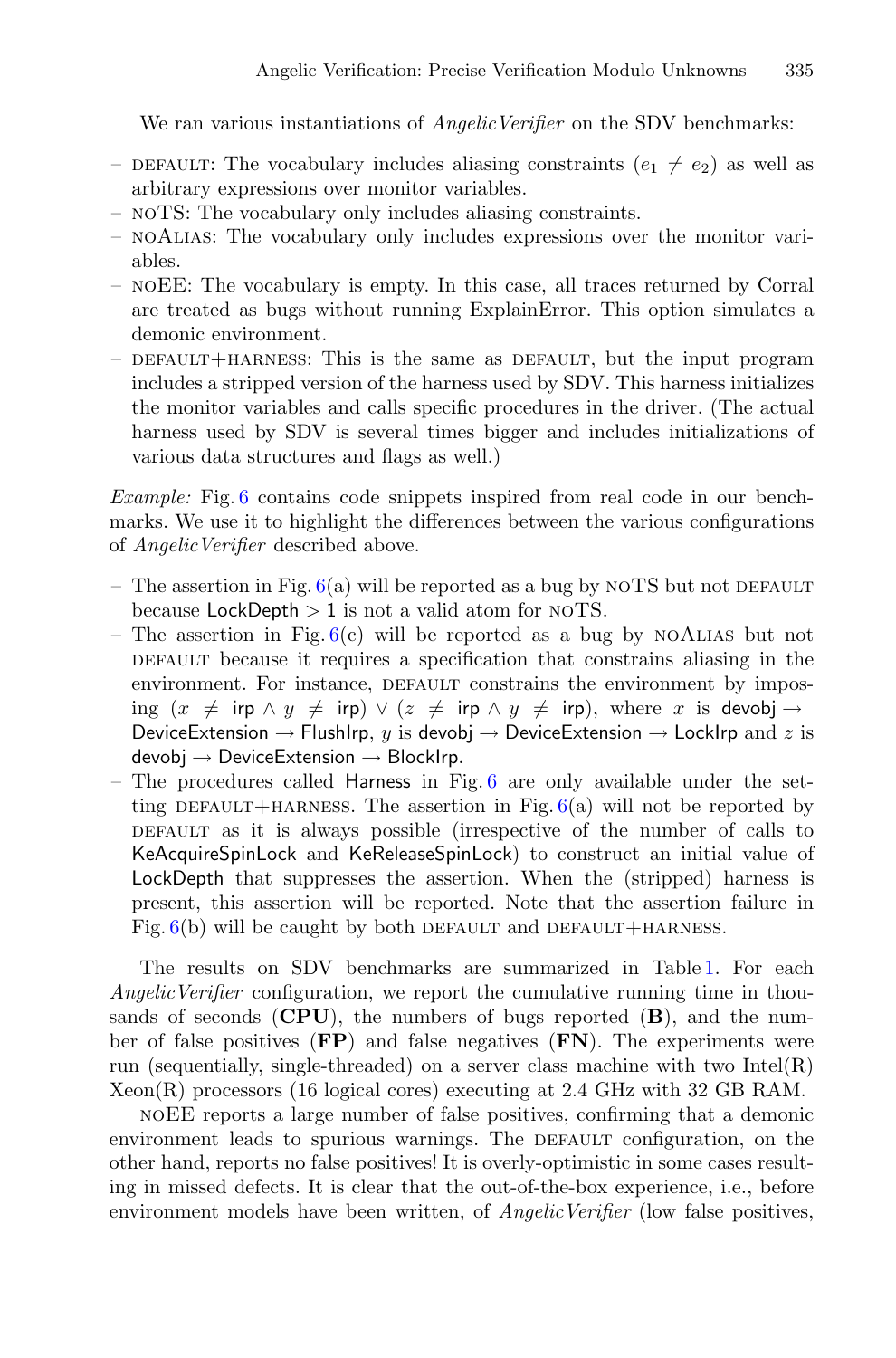We ran various instantiations of *AngelicVerifier* on the SDV benchmarks:

- DEFAULT: The vocabulary includes aliasing constraints ($e_1 \neq e_2$) as well as arbitrary expressions over monitor variables.
- NOTS: The vocabulary only includes aliasing constraints.
- NOALIAS: The vocabulary only includes expressions over the monitor variables.
- NOEE: The vocabulary is empty. In this case, all traces returned by Corral are treated as bugs without running ExplainError. This option simulates a demonic environment.
- DEFAULT+HARNESS: This is the same as DEFAULT, but the input program includes a stripped version of the harness used by SDV. This harness initializes the monitor variables and calls specific procedures in the driver. (The actual harness used by SDV is several times bigger and includes initializations of various data structures and flags as well.)

*Example:* Fig. 6 contains code snippets inspired from real code in our benchmarks. We use it to highlight the differences between the various configurations of *AngelicVerifier* described above.

- The assertion in Fig. 6(a) will be reported as a bug by NOTS but not DEFAULT because LockDepth > 1 is not a valid atom for NOTS.
- The assertion in Fig. 6(c) will be reported as a bug by NOALIAS but not DEFAULT because it requires a specification that constrains aliasing in the environment. For instance, DEFAULT constrains the environment by imposing $(x \neq \mathsf{irp} \wedge y \neq \mathsf{irp}) \vee (z \neq \mathsf{irp} \wedge y \neq \mathsf{irp})$, where $x$ is devobj → DeviceExtension → FlushIrp, $y$ is devobj → DeviceExtension → LockIrp and $z$ is devobj → DeviceExtension → BlockIrp.
- The procedures called Harness in Fig. 6 are only available under the setting DEFAULT+HARNESS. The assertion in Fig. 6(a) will not be reported by DEFAULT as it is always possible (irrespective of the number of calls to KeAcquireSpinLock and KeReleaseSpinLock) to construct an initial value of LockDepth that suppresses the assertion. When the (stripped) harness is present, this assertion will be reported. Note that the assertion failure in Fig. 6(b) will be caught by both DEFAULT and DEFAULT+HARNESS.

The results on SDV benchmarks are summarized in Table 1. For each *AngelicVerifier* configuration, we report the cumulative running time in thousands of seconds (**CPU**), the numbers of bugs reported (**B**), and the number of false positives (**FP**) and false negatives (**FN**). The experiments were run (sequentially, single-threaded) on a server class machine with two Intel(R) Xeon(R) processors (16 logical cores) executing at 2.4 GHz with 32 GB RAM.

NOEE reports a large number of false positives, confirming that a demonic environment leads to spurious warnings. The DEFAULT configuration, on the other hand, reports no false positives! It is overly-optimistic in some cases resulting in missed defects. It is clear that the out-of-the-box experience, i.e., before environment models have been written, of *AngelicVerifier* (low false positives,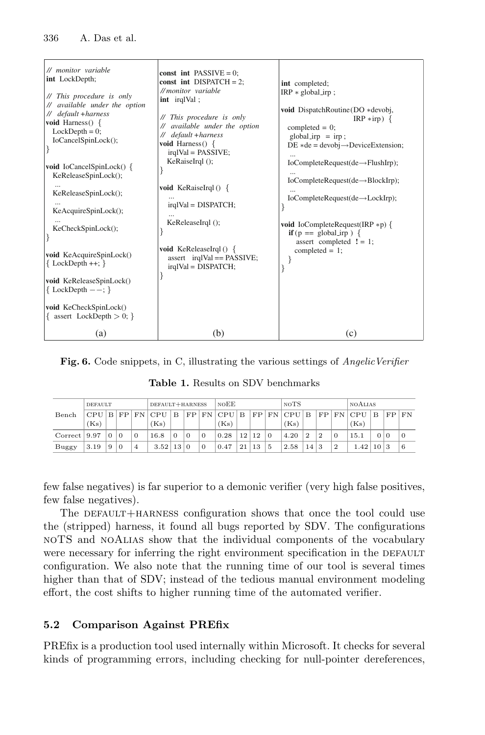```c
// monitor variable
int LockDepth;

// This procedure is only
// available under the option
// default+harness
void Harness() {
  LockDepth = 0;
  IoCancelSpinLock();
}

void IoCancelSpinLock() {
  KeReleaseSpinLock();
  ...
  KeReleaseSpinLock();
  ...
  KeAcquireSpinLock();
  ...
  KeCheckSpinLock();
}

void KeAcquireSpinLock()
{ LockDepth++; }

void KeReleaseSpinLock()
{ LockDepth--; }

void KeCheckSpinLock()
{ assert LockDepth > 0; }
```

(a)

```c
const int PASSIVE = 0;
const int DISPATCH = 2;
//monitor variable
int irqlVal;

// This procedure is only
// available under the option
// default+harness
void Harness() {
  irqlVal = PASSIVE;
  KeRaiseIrql();
}

void KeRaiseIrql() {
  ...
  irqlVal = DISPATCH;
  ...
  KeReleaseIrql();
}

void KeReleaseIrql() {
  assert irqlVal == PASSIVE;
  irqlVal = DISPATCH;
}
```

(b)

```c
int completed;
IRP *global_irp;

void DispatchRoutine(DO *devobj,
                     IRP *irp) {
  completed = 0;
  global_irp = irp;
  DE *de = devobj->DeviceExtension;
  ...
  IoCompleteRequest(de->FlushIrp);
  ...
  IoCompleteRequest(de->BlockIrp);
  ...
  IoCompleteRequest(de->LockIrp);
}

void IoCompleteRequest(IRP *p) {
  if(p == global_irp) {
    assert completed != 1;
    completed = 1;
  }
}
```

(c)

**Fig. 6.** Code snippets, in C, illustrating the various settings of *AngelicVerifier*

**Table 1.** Results on SDV benchmarks

| Bench | DEFAULT | | | | DEFAULT+HARNESS | | | | NOEE | | | | NOTS | | | | NOALIAS | | | |
|---|---|---|---|---|---|---|---|---|---|---|---|---|---|---|---|---|---|---|---|---|
| | CPU (Ks) | B | FP | FN | CPU (Ks) | B | FP | FN | CPU (Ks) | B | FP | FN | CPU (Ks) | B | FP | FN | CPU (Ks) | B | FP | FN |
| Correct | 9.97 | 0 | 0 | 0 | 16.8 | 0 | 0 | 0 | 0.28 | 12 | 12 | 0 | 4.20 | 2 | 2 | 0 | 15.1 | 0 | 0 | 0 |
| Buggy | 3.19 | 9 | 0 | 4 | 3.52 | 13 | 0 | 0 | 0.47 | 21 | 13 | 5 | 2.58 | 14 | 3 | 2 | 1.42 | 10 | 3 | 6 |

few false negatives) is far superior to a demonic verifier (very high false positives, few false negatives).

The DEFAULT+HARNESS configuration shows that once the tool could use the (stripped) harness, it found all bugs reported by SDV. The configurations NOTS and NOALIAS show that the individual components of the vocabulary were necessary for inferring the right environment specification in the DEFAULT configuration. We also note that the running time of our tool is several times higher than that of SDV; instead of the tedious manual environment modeling effort, the cost shifts to higher running time of the automated verifier.

### 5.2 Comparison Against PREfix

PREfix is a production tool used internally within Microsoft. It checks for several kinds of programming errors, including checking for null-pointer dereferences,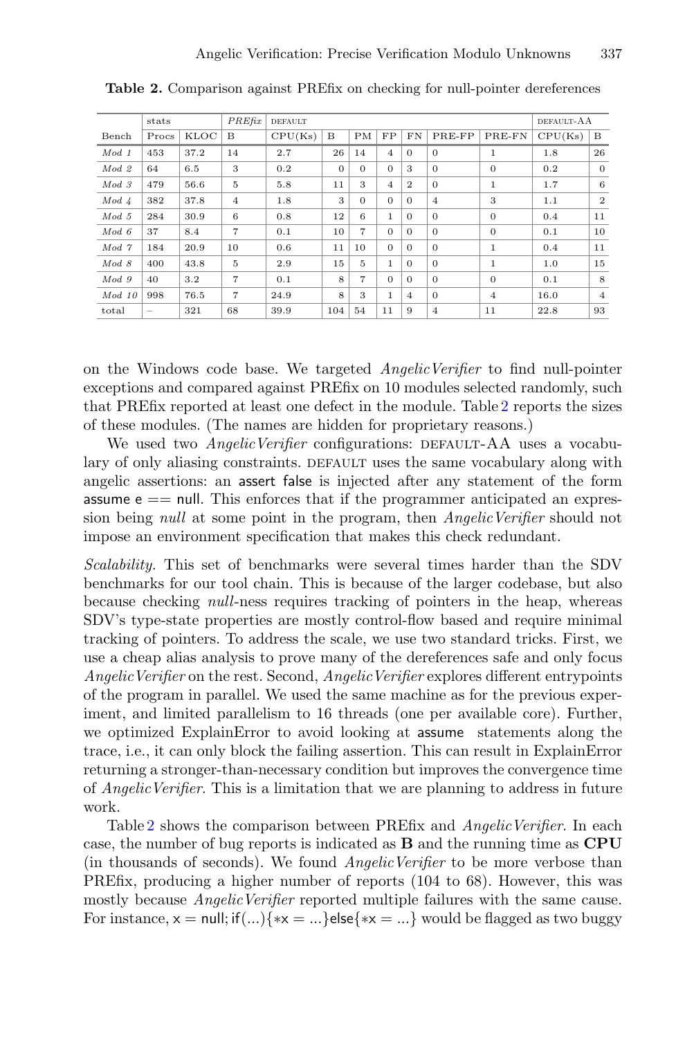**Table 2.** Comparison against PREfix on checking for null-pointer dereferences

| | stats | | *PREfix* | DEFAULT | | | | | | | DEFAULT-AA | |
|---|---|---|---|---|---|---|---|---|---|---|---|---|
| Bench | Procs | KLOC | B | CPU(Ks) | B | PM | FP | FN | PRE-FP | PRE-FN | CPU(Ks) | B |
| *Mod 1* | 453 | 37.2 | 14 | 2.7 | 26 | 14 | 4 | 0 | 0 | 1 | 1.8 | 26 |
| *Mod 2* | 64 | 6.5 | 3 | 0.2 | 0 | 0 | 0 | 3 | 0 | 0 | 0.2 | 0 |
| *Mod 3* | 479 | 56.6 | 5 | 5.8 | 11 | 3 | 4 | 2 | 0 | 1 | 1.7 | 6 |
| *Mod 4* | 382 | 37.8 | 4 | 1.8 | 3 | 0 | 0 | 0 | 4 | 3 | 1.1 | 2 |
| *Mod 5* | 284 | 30.9 | 6 | 0.8 | 12 | 6 | 1 | 0 | 0 | 0 | 0.4 | 11 |
| *Mod 6* | 37 | 8.4 | 7 | 0.1 | 10 | 7 | 0 | 0 | 0 | 0 | 0.1 | 10 |
| *Mod 7* | 184 | 20.9 | 10 | 0.6 | 11 | 10 | 0 | 0 | 0 | 1 | 0.4 | 11 |
| *Mod 8* | 400 | 43.8 | 5 | 2.9 | 15 | 5 | 1 | 0 | 0 | 1 | 1.0 | 15 |
| *Mod 9* | 40 | 3.2 | 7 | 0.1 | 8 | 7 | 0 | 0 | 0 | 0 | 0.1 | 8 |
| *Mod 10* | 998 | 76.5 | 7 | 24.9 | 8 | 3 | 1 | 4 | 0 | 4 | 16.0 | 4 |
| total | – | 321 | 68 | 39.9 | 104 | 54 | 11 | 9 | 4 | 11 | 22.8 | 93 |

on the Windows code base. We targeted *AngelicVerifier* to find null-pointer exceptions and compared against PREfix on 10 modules selected randomly, such that PREfix reported at least one defect in the module. Table 2 reports the sizes of these modules. (The names are hidden for proprietary reasons.)

We used two *AngelicVerifier* configurations: DEFAULT-AA uses a vocabulary of only aliasing constraints. DEFAULT uses the same vocabulary along with angelic assertions: an assert false is injected after any statement of the form assume e == null. This enforces that if the programmer anticipated an expression being *null* at some point in the program, then *AngelicVerifier* should not impose an environment specification that makes this check redundant.

*Scalability.* This set of benchmarks were several times harder than the SDV benchmarks for our tool chain. This is because of the larger codebase, but also because checking *null*-ness requires tracking of pointers in the heap, whereas SDV's type-state properties are mostly control-flow based and require minimal tracking of pointers. To address the scale, we use two standard tricks. First, we use a cheap alias analysis to prove many of the dereferences safe and only focus *AngelicVerifier* on the rest. Second, *AngelicVerifier* explores different entrypoints of the program in parallel. We used the same machine as for the previous experiment, and limited parallelism to 16 threads (one per available core). Further, we optimized ExplainError to avoid looking at assume statements along the trace, i.e., it can only block the failing assertion. This can result in ExplainError returning a stronger-than-necessary condition but improves the convergence time of *AngelicVerifier*. This is a limitation that we are planning to address in future work.

Table 2 shows the comparison between PREfix and *AngelicVerifier*. In each case, the number of bug reports is indicated as **B** and the running time as **CPU** (in thousands of seconds). We found *AngelicVerifier* to be more verbose than PREfix, producing a higher number of reports (104 to 68). However, this was mostly because *AngelicVerifier* reported multiple failures with the same cause. For instance, x = null; if(...){*x = ...}else{*x = ...} would be flagged as two buggy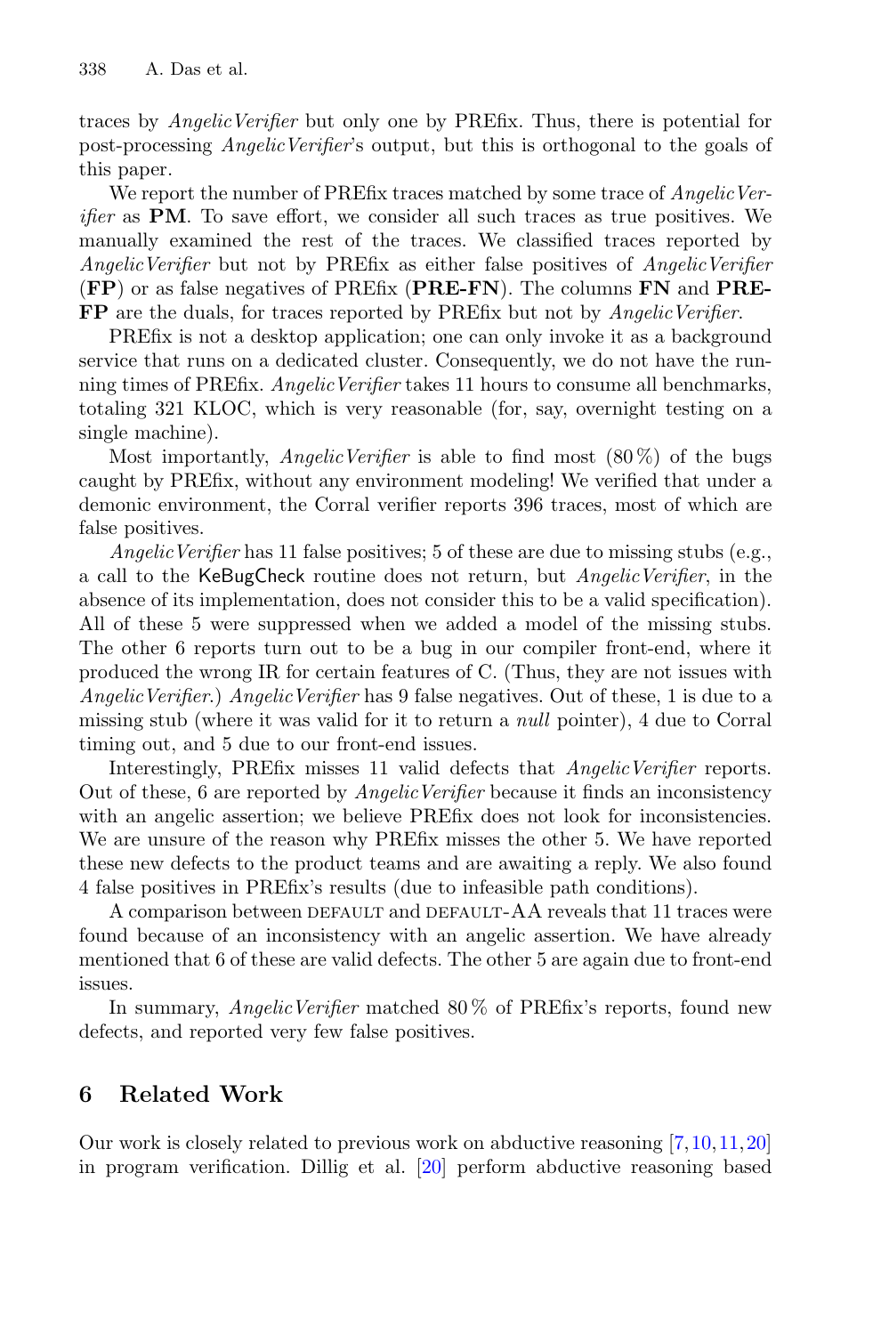traces by *AngelicVerifier* but only one by PREfix. Thus, there is potential for post-processing *AngelicVerifier*'s output, but this is orthogonal to the goals of this paper.

We report the number of PREfix traces matched by some trace of *AngelicVerifier* as **PM**. To save effort, we consider all such traces as true positives. We manually examined the rest of the traces. We classified traces reported by *AngelicVerifier* but not by PREfix as either false positives of *AngelicVerifier* (**FP**) or as false negatives of PREfix (**PRE-FN**). The columns **FN** and **PRE-FP** are the duals, for traces reported by PREfix but not by *AngelicVerifier*.

PREfix is not a desktop application; one can only invoke it as a background service that runs on a dedicated cluster. Consequently, we do not have the running times of PREfix. *AngelicVerifier* takes 11 hours to consume all benchmarks, totaling 321 KLOC, which is very reasonable (for, say, overnight testing on a single machine).

Most importantly, *AngelicVerifier* is able to find most (80 %) of the bugs caught by PREfix, without any environment modeling! We verified that under a demonic environment, the Corral verifier reports 396 traces, most of which are false positives.

*AngelicVerifier* has 11 false positives; 5 of these are due to missing stubs (e.g., a call to the KeBugCheck routine does not return, but *AngelicVerifier*, in the absence of its implementation, does not consider this to be a valid specification). All of these 5 were suppressed when we added a model of the missing stubs. The other 6 reports turn out to be a bug in our compiler front-end, where it produced the wrong IR for certain features of C. (Thus, they are not issues with *AngelicVerifier*.) *AngelicVerifier* has 9 false negatives. Out of these, 1 is due to a missing stub (where it was valid for it to return a *null* pointer), 4 due to Corral timing out, and 5 due to our front-end issues.

Interestingly, PREfix misses 11 valid defects that *AngelicVerifier* reports. Out of these, 6 are reported by *AngelicVerifier* because it finds an inconsistency with an angelic assertion; we believe PREfix does not look for inconsistencies. We are unsure of the reason why PREfix misses the other 5. We have reported these new defects to the product teams and are awaiting a reply. We also found 4 false positives in PREfix's results (due to infeasible path conditions).

A comparison between DEFAULT and DEFAULT-AA reveals that 11 traces were found because of an inconsistency with an angelic assertion. We have already mentioned that 6 of these are valid defects. The other 5 are again due to front-end issues.

In summary, *AngelicVerifier* matched 80 % of PREfix's reports, found new defects, and reported very few false positives.

## 6 Related Work

Our work is closely related to previous work on abductive reasoning [7,10,11,20] in program verification. Dillig et al. [20] perform abductive reasoning based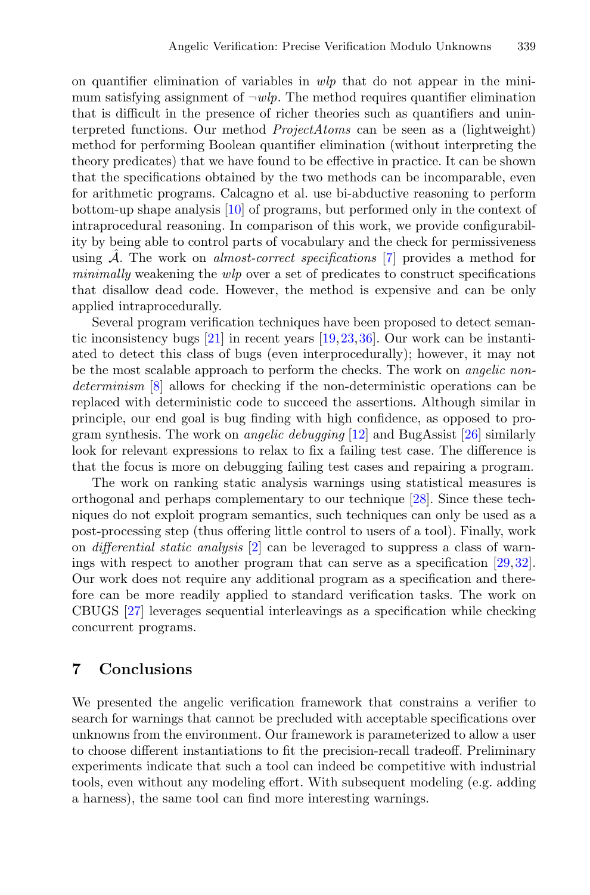on quantifier elimination of variables in *wlp* that do not appear in the minimum satisfying assignment of $\neg wlp$. The method requires quantifier elimination that is difficult in the presence of richer theories such as quantifiers and uninterpreted functions. Our method *ProjectAtoms* can be seen as a (lightweight) method for performing Boolean quantifier elimination (without interpreting the theory predicates) that we have found to be effective in practice. It can be shown that the specifications obtained by the two methods can be incomparable, even for arithmetic programs. Calcagno et al. use bi-abductive reasoning to perform bottom-up shape analysis [10] of programs, but performed only in the context of intraprocedural reasoning. In comparison of this work, we provide configurability by being able to control parts of vocabulary and the check for permissiveness using $\hat{\mathcal{A}}$. The work on *almost-correct specifications* [7] provides a method for *minimally* weakening the *wlp* over a set of predicates to construct specifications that disallow dead code. However, the method is expensive and can be only applied intraprocedurally.

Several program verification techniques have been proposed to detect semantic inconsistency bugs [21] in recent years [19,23,36]. Our work can be instantiated to detect this class of bugs (even interprocedurally); however, it may not be the most scalable approach to perform the checks. The work on *angelic nondeterminism* [8] allows for checking if the non-deterministic operations can be replaced with deterministic code to succeed the assertions. Although similar in principle, our end goal is bug finding with high confidence, as opposed to program synthesis. The work on *angelic debugging* [12] and BugAssist [26] similarly look for relevant expressions to relax to fix a failing test case. The difference is that the focus is more on debugging failing test cases and repairing a program.

The work on ranking static analysis warnings using statistical measures is orthogonal and perhaps complementary to our technique [28]. Since these techniques do not exploit program semantics, such techniques can only be used as a post-processing step (thus offering little control to users of a tool). Finally, work on *differential static analysis* [2] can be leveraged to suppress a class of warnings with respect to another program that can serve as a specification [29,32]. Our work does not require any additional program as a specification and therefore can be more readily applied to standard verification tasks. The work on CBUGS [27] leverages sequential interleavings as a specification while checking concurrent programs.

## 7 Conclusions

We presented the angelic verification framework that constrains a verifier to search for warnings that cannot be precluded with acceptable specifications over unknowns from the environment. Our framework is parameterized to allow a user to choose different instantiations to fit the precision-recall tradeoff. Preliminary experiments indicate that such a tool can indeed be competitive with industrial tools, even without any modeling effort. With subsequent modeling (e.g. adding a harness), the same tool can find more interesting warnings.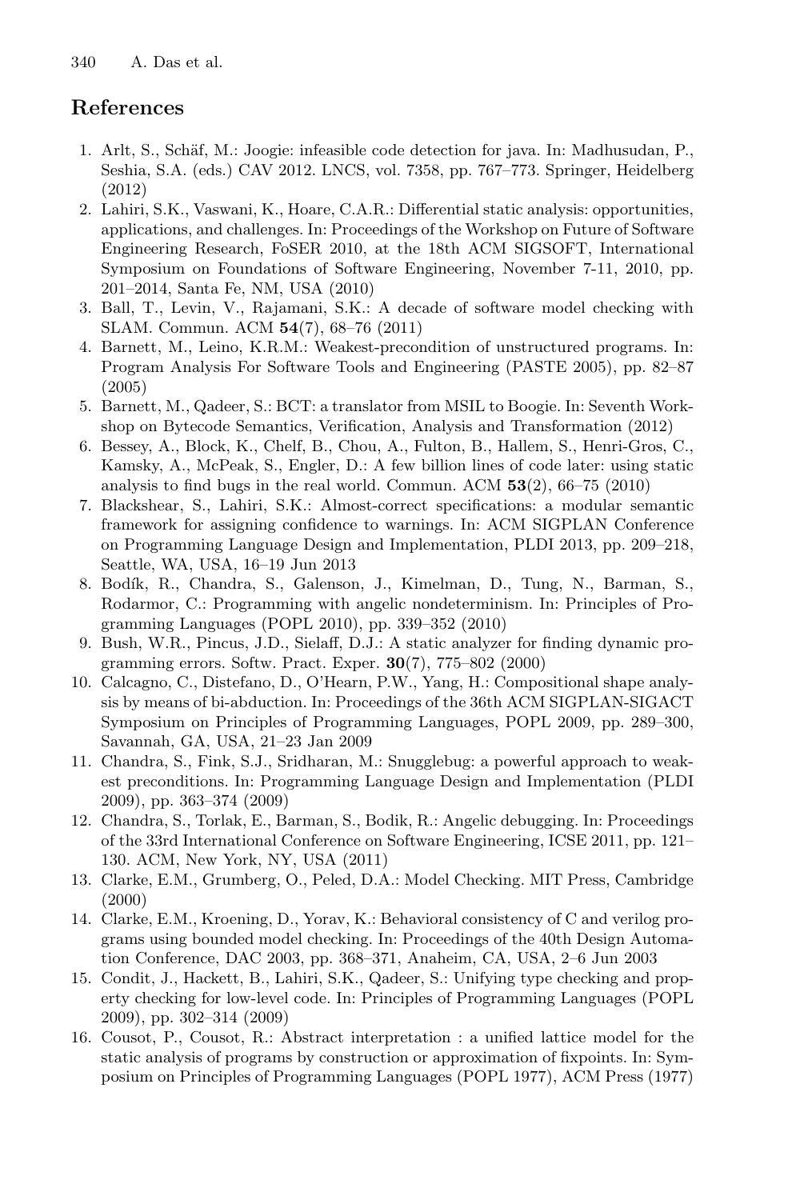## References

1. Arlt, S., Schäf, M.: Joogie: infeasible code detection for java. In: Madhusudan, P., Seshia, S.A. (eds.) CAV 2012. LNCS, vol. 7358, pp. 767–773. Springer, Heidelberg (2012)
2. Lahiri, S.K., Vaswani, K., Hoare, C.A.R.: Differential static analysis: opportunities, applications, and challenges. In: Proceedings of the Workshop on Future of Software Engineering Research, FoSER 2010, at the 18th ACM SIGSOFT, International Symposium on Foundations of Software Engineering, November 7-11, 2010, pp. 201–2014, Santa Fe, NM, USA (2010)
3. Ball, T., Levin, V., Rajamani, S.K.: A decade of software model checking with SLAM. Commun. ACM **54**(7), 68–76 (2011)
4. Barnett, M., Leino, K.R.M.: Weakest-precondition of unstructured programs. In: Program Analysis For Software Tools and Engineering (PASTE 2005), pp. 82–87 (2005)
5. Barnett, M., Qadeer, S.: BCT: a translator from MSIL to Boogie. In: Seventh Workshop on Bytecode Semantics, Verification, Analysis and Transformation (2012)
6. Bessey, A., Block, K., Chelf, B., Chou, A., Fulton, B., Hallem, S., Henri-Gros, C., Kamsky, A., McPeak, S., Engler, D.: A few billion lines of code later: using static analysis to find bugs in the real world. Commun. ACM **53**(2), 66–75 (2010)
7. Blackshear, S., Lahiri, S.K.: Almost-correct specifications: a modular semantic framework for assigning confidence to warnings. In: ACM SIGPLAN Conference on Programming Language Design and Implementation, PLDI 2013, pp. 209–218, Seattle, WA, USA, 16–19 Jun 2013
8. Bodík, R., Chandra, S., Galenson, J., Kimelman, D., Tung, N., Barman, S., Rodarmor, C.: Programming with angelic nondeterminism. In: Principles of Programming Languages (POPL 2010), pp. 339–352 (2010)
9. Bush, W.R., Pincus, J.D., Sielaff, D.J.: A static analyzer for finding dynamic programming errors. Softw. Pract. Exper. **30**(7), 775–802 (2000)
10. Calcagno, C., Distefano, D., O'Hearn, P.W., Yang, H.: Compositional shape analysis by means of bi-abduction. In: Proceedings of the 36th ACM SIGPLAN-SIGACT Symposium on Principles of Programming Languages, POPL 2009, pp. 289–300, Savannah, GA, USA, 21–23 Jan 2009
11. Chandra, S., Fink, S.J., Sridharan, M.: Snugglebug: a powerful approach to weakest preconditions. In: Programming Language Design and Implementation (PLDI 2009), pp. 363–374 (2009)
12. Chandra, S., Torlak, E., Barman, S., Bodik, R.: Angelic debugging. In: Proceedings of the 33rd International Conference on Software Engineering, ICSE 2011, pp. 121–130. ACM, New York, NY, USA (2011)
13. Clarke, E.M., Grumberg, O., Peled, D.A.: Model Checking. MIT Press, Cambridge (2000)
14. Clarke, E.M., Kroening, D., Yorav, K.: Behavioral consistency of C and verilog programs using bounded model checking. In: Proceedings of the 40th Design Automation Conference, DAC 2003, pp. 368–371, Anaheim, CA, USA, 2–6 Jun 2003
15. Condit, J., Hackett, B., Lahiri, S.K., Qadeer, S.: Unifying type checking and property checking for low-level code. In: Principles of Programming Languages (POPL 2009), pp. 302–314 (2009)
16. Cousot, P., Cousot, R.: Abstract interpretation : a unified lattice model for the static analysis of programs by construction or approximation of fixpoints. In: Symposium on Principles of Programming Languages (POPL 1977), ACM Press (1977)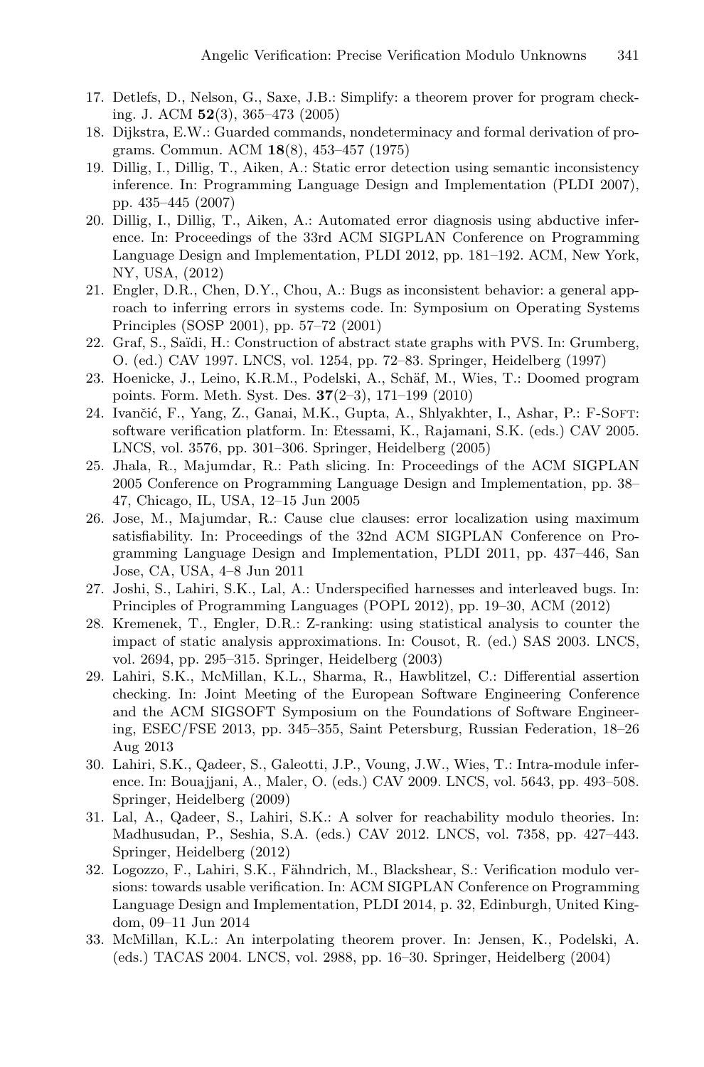17. Detlefs, D., Nelson, G., Saxe, J.B.: Simplify: a theorem prover for program checking. J. ACM **52**(3), 365–473 (2005)
18. Dijkstra, E.W.: Guarded commands, nondeterminacy and formal derivation of programs. Commun. ACM **18**(8), 453–457 (1975)
19. Dillig, I., Dillig, T., Aiken, A.: Static error detection using semantic inconsistency inference. In: Programming Language Design and Implementation (PLDI 2007), pp. 435–445 (2007)
20. Dillig, I., Dillig, T., Aiken, A.: Automated error diagnosis using abductive inference. In: Proceedings of the 33rd ACM SIGPLAN Conference on Programming Language Design and Implementation, PLDI 2012, pp. 181–192. ACM, New York, NY, USA, (2012)
21. Engler, D.R., Chen, D.Y., Chou, A.: Bugs as inconsistent behavior: a general approach to inferring errors in systems code. In: Symposium on Operating Systems Principles (SOSP 2001), pp. 57–72 (2001)
22. Graf, S., Saïdi, H.: Construction of abstract state graphs with PVS. In: Grumberg, O. (ed.) CAV 1997. LNCS, vol. 1254, pp. 72–83. Springer, Heidelberg (1997)
23. Hoenicke, J., Leino, K.R.M., Podelski, A., Schäf, M., Wies, T.: Doomed program points. Form. Meth. Syst. Des. **37**(2–3), 171–199 (2010)
24. Ivančić, F., Yang, Z., Ganai, M.K., Gupta, A., Shlyakhter, I., Ashar, P.: F-Soft: software verification platform. In: Etessami, K., Rajamani, S.K. (eds.) CAV 2005. LNCS, vol. 3576, pp. 301–306. Springer, Heidelberg (2005)
25. Jhala, R., Majumdar, R.: Path slicing. In: Proceedings of the ACM SIGPLAN 2005 Conference on Programming Language Design and Implementation, pp. 38–47, Chicago, IL, USA, 12–15 Jun 2005
26. Jose, M., Majumdar, R.: Cause clue clauses: error localization using maximum satisfiability. In: Proceedings of the 32nd ACM SIGPLAN Conference on Programming Language Design and Implementation, PLDI 2011, pp. 437–446, San Jose, CA, USA, 4–8 Jun 2011
27. Joshi, S., Lahiri, S.K., Lal, A.: Underspecified harnesses and interleaved bugs. In: Principles of Programming Languages (POPL 2012), pp. 19–30, ACM (2012)
28. Kremenek, T., Engler, D.R.: Z-ranking: using statistical analysis to counter the impact of static analysis approximations. In: Cousot, R. (ed.) SAS 2003. LNCS, vol. 2694, pp. 295–315. Springer, Heidelberg (2003)
29. Lahiri, S.K., McMillan, K.L., Sharma, R., Hawblitzel, C.: Differential assertion checking. In: Joint Meeting of the European Software Engineering Conference and the ACM SIGSOFT Symposium on the Foundations of Software Engineering, ESEC/FSE 2013, pp. 345–355, Saint Petersburg, Russian Federation, 18–26 Aug 2013
30. Lahiri, S.K., Qadeer, S., Galeotti, J.P., Voung, J.W., Wies, T.: Intra-module inference. In: Bouajjani, A., Maler, O. (eds.) CAV 2009. LNCS, vol. 5643, pp. 493–508. Springer, Heidelberg (2009)
31. Lal, A., Qadeer, S., Lahiri, S.K.: A solver for reachability modulo theories. In: Madhusudan, P., Seshia, S.A. (eds.) CAV 2012. LNCS, vol. 7358, pp. 427–443. Springer, Heidelberg (2012)
32. Logozzo, F., Lahiri, S.K., Fähndrich, M., Blackshear, S.: Verification modulo versions: towards usable verification. In: ACM SIGPLAN Conference on Programming Language Design and Implementation, PLDI 2014, p. 32, Edinburgh, United Kingdom, 09–11 Jun 2014
33. McMillan, K.L.: An interpolating theorem prover. In: Jensen, K., Podelski, A. (eds.) TACAS 2004. LNCS, vol. 2988, pp. 16–30. Springer, Heidelberg (2004)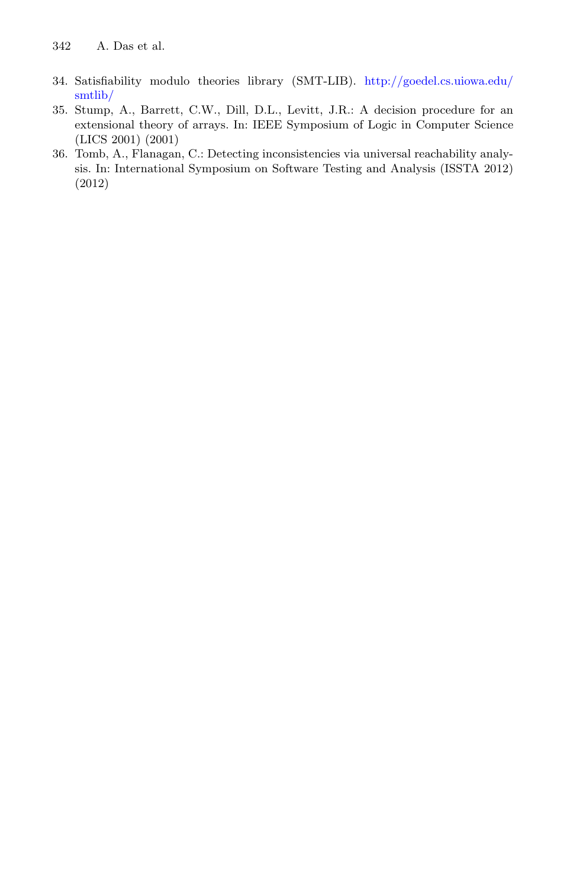34. Satisfiability modulo theories library (SMT-LIB). http://goedel.cs.uiowa.edu/smtlib/
35. Stump, A., Barrett, C.W., Dill, D.L., Levitt, J.R.: A decision procedure for an extensional theory of arrays. In: IEEE Symposium of Logic in Computer Science (LICS 2001) (2001)
36. Tomb, A., Flanagan, C.: Detecting inconsistencies via universal reachability analysis. In: International Symposium on Software Testing and Analysis (ISSTA 2012) (2012)